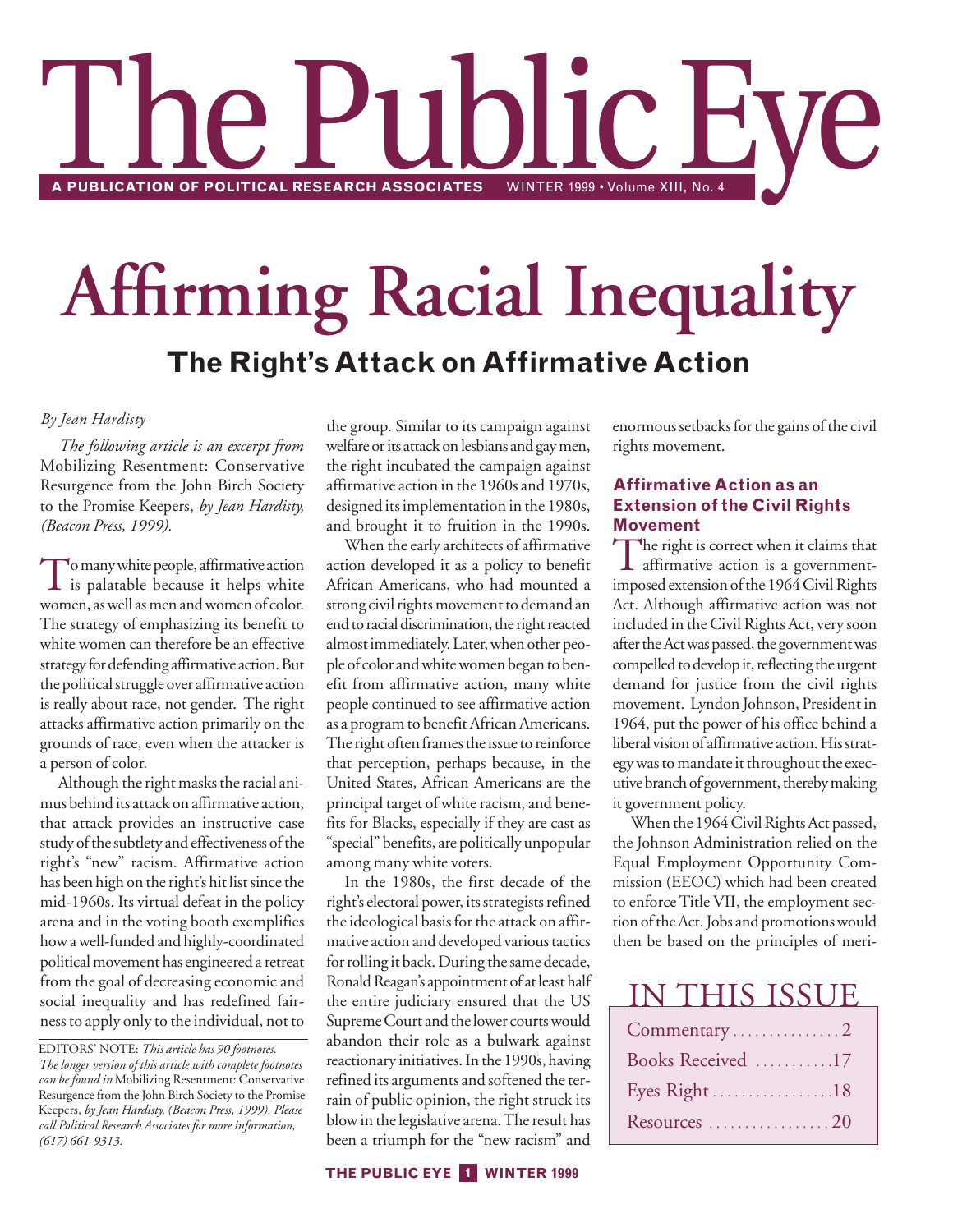# The Public Eye

**A PUBLICATION OF POLITICAL RESEARCH ASSOCIATES** WINTER 1999 • Volume XIII, No. 4

# Affirming Racial Inequality

## The Right's Attack on Affirmative Action

*By Jean Hardisty*

*The following article is an excerpt from* Mobilizing Resentment: Conservative Resurgence from the John Birch Society to the Promise Keepers, *by Jean Hardisty, (Beacon Press, 1999).*

To many white people, affirmative action is palatable because it helps white women, as well as men and women of color. The strategy of emphasizing its benefit to white women can therefore be an effective strategy for defending affirmative action. But the political struggle over affirmative action is really about race, not gender. The right attacks affirmative action primarily on the grounds of race, even when the attacker is a person of color.

Although the right masks the racial animus behind its attack on affirmative action, that attack provides an instructive case study of the subtlety and effectiveness of the right's "new" racism. Affirmative action has been high on the right's hit list since the mid-1960s. Its virtual defeat in the policy arena and in the voting booth exemplifies how a well-funded and highly-coordinated political movement has engineered a retreat from the goal of decreasing economic and social inequality and has redefined fairness to apply only to the individual, not to the group. Similar to its campaign against welfare or its attack on lesbians and gay men, the right incubated the campaign against affirmative action in the 1960s and 1970s, designed its implementation in the 1980s, and brought it to fruition in the 1990s.

When the early architects of affirmative action developed it as a policy to benefit African Americans, who had mounted a strong civil rights movement to demand an end to racial discrimination, the right reacted almost immediately. Later, when other people of color and white women began to benefit from affirmative action, many white people continued to see affirmative action as a program to benefit African Americans. The right often frames the issue to reinforce that perception, perhaps because, in the United States, African Americans are the principal target of white racism, and benefits for Blacks, especially if they are cast as "special" benefits, are politically unpopular among many white voters.

In the 1980s, the first decade of the right's electoral power, its strategists refined the ideological basis for the attack on affirmative action and developed various tactics for rolling it back. During the same decade, Ronald Reagan's appointment of at least half the entire judiciary ensured that the US Supreme Court and the lower courts would abandon their role as a bulwark against reactionary initiatives. In the 1990s, having refined its arguments and softened the terrain of public opinion, the right struck its blow in the legislative arena. The result has been a triumph for the "new racism" and enormous setbacks for the gains of the civil rights movement.

### Affirmative Action as an Extension of the Civil Rights Movement

The right is correct when it claims that affirmative action is a government-imposed extension of the 1964 Civil Rights Act. Although affirmative action was not included in the Civil Rights Act, very soon after the Act was passed, the government was compelled to develop it, reflecting the urgent demand for justice from the civil rights movement. Lyndon Johnson, President in 1964, put the power of his office behind a liberal vision of affirmative action. His strategy was to mandate it throughout the executive branch of government, thereby making it government policy.

When the 1964 Civil Rights Act passed, the Johnson Administration relied on the Equal Employment Opportunity Commission (EEOC) which had been created to enforce Title VII, the employment section of the Act. Jobs and promotions would then be based on the principles of meri-

EDITORS' NOTE: *This article has 90 footnotes. The longer version of this article with complete footnotes can be found in* Mobilizing Resentment: Conservative Resurgence from the John Birch Society to the Promise Keepers, *by Jean Hardisty, (Beacon Press, 1999). Please call Political Research Associates for more information, (617) 661-9313.*

## IN THIS ISSUE

| | |
|---|---|
| Commentary | 2 |
| Books Received | 17 |
| Eyes Right | 18 |
| Resources | 20 |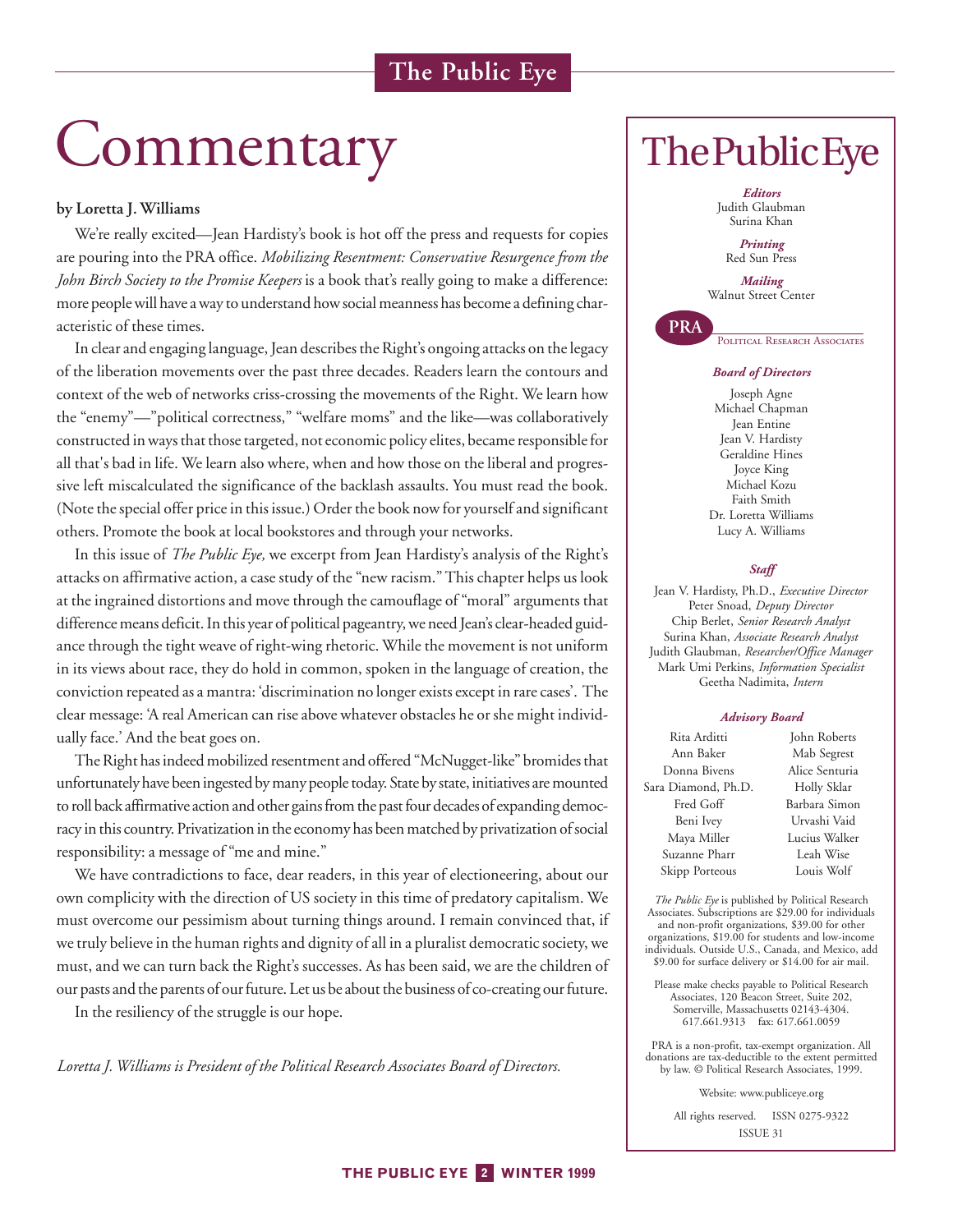# Commentary

**by Loretta J. Williams**

We're really excited—Jean Hardisty's book is hot off the press and requests for copies are pouring into the PRA office. *Mobilizing Resentment: Conservative Resurgence from the John Birch Society to the Promise Keepers* is a book that's really going to make a difference: more people will have a way to understand how social meanness has become a defining characteristic of these times.

In clear and engaging language, Jean describes the Right's ongoing attacks on the legacy of the liberation movements over the past three decades. Readers learn the contours and context of the web of networks criss-crossing the movements of the Right. We learn how the "enemy"—"political correctness," "welfare moms" and the like—was collaboratively constructed in ways that those targeted, not economic policy elites, became responsible for all that's bad in life. We learn also where, when and how those on the liberal and progressive left miscalculated the significance of the backlash assaults. You must read the book. (Note the special offer price in this issue.) Order the book now for yourself and significant others. Promote the book at local bookstores and through your networks.

In this issue of *The Public Eye,* we excerpt from Jean Hardisty's analysis of the Right's attacks on affirmative action, a case study of the "new racism." This chapter helps us look at the ingrained distortions and move through the camouflage of "moral" arguments that difference means deficit. In this year of political pageantry, we need Jean's clear-headed guidance through the tight weave of right-wing rhetoric. While the movement is not uniform in its views about race, they do hold in common, spoken in the language of creation, the conviction repeated as a mantra: 'discrimination no longer exists except in rare cases'. The clear message: 'A real American can rise above whatever obstacles he or she might individually face.' And the beat goes on.

The Right has indeed mobilized resentment and offered "McNugget-like" bromides that unfortunately have been ingested by many people today. State by state, initiatives are mounted to roll back affirmative action and other gains from the past four decades of expanding democracy in this country. Privatization in the economy has been matched by privatization of social responsibility: a message of "me and mine."

We have contradictions to face, dear readers, in this year of electioneering, about our own complicity with the direction of US society in this time of predatory capitalism. We must overcome our pessimism about turning things around. I remain convinced that, if we truly believe in the human rights and dignity of all in a pluralist democratic society, we must, and we can turn back the Right's successes. As has been said, we are the children of our pasts and the parents of our future. Let us be about the business of co-creating our future.

In the resiliency of the struggle is our hope.

*Loretta J. Williams is President of the Political Research Associates Board of Directors.*

---

# The Public Eye

***Editors***
Judith Glaubman
Surina Khan

***Printing***
Red Sun Press

***Mailing***
Walnut Street Center

**PRA** POLITICAL RESEARCH ASSOCIATES

***Board of Directors***

Joseph Agne
Michael Chapman
Jean Entine
Jean V. Hardisty
Geraldine Hines
Joyce King
Michael Kozu
Faith Smith
Dr. Loretta Williams
Lucy A. Williams

***Staff***

Jean V. Hardisty, Ph.D., *Executive Director*
Peter Snoad, *Deputy Director*
Chip Berlet, *Senior Research Analyst*
Surina Khan, *Associate Research Analyst*
Judith Glaubman, *Researcher/Office Manager*
Mark Umi Perkins, *Information Specialist*
Geetha Nadimita, *Intern*

***Advisory Board***

Rita Arditti
Ann Baker
Donna Bivens
Sara Diamond, Ph.D.
Fred Goff
Beni Ivey
Maya Miller
Suzanne Pharr
Skipp Porteous
John Roberts
Mab Segrest
Alice Senturia
Holly Sklar
Barbara Simon
Urvashi Vaid
Lucius Walker
Leah Wise
Louis Wolf

*The Public Eye* is published by Political Research Associates. Subscriptions are $29.00 for individuals and non-profit organizations, $39.00 for other organizations, $19.00 for students and low-income individuals. Outside U.S., Canada, and Mexico, add $9.00 for surface delivery or $14.00 for air mail.

Please make checks payable to Political Research Associates, 120 Beacon Street, Suite 202, Somerville, Massachusetts 02143-4304.
617.661.9313 fax: 617.661.0059

PRA is a non-profit, tax-exempt organization. All donations are tax-deductible to the extent permitted by law. © Political Research Associates, 1999.

Website: www.publiceye.org

All rights reserved. ISSN 0275-9322
ISSUE 31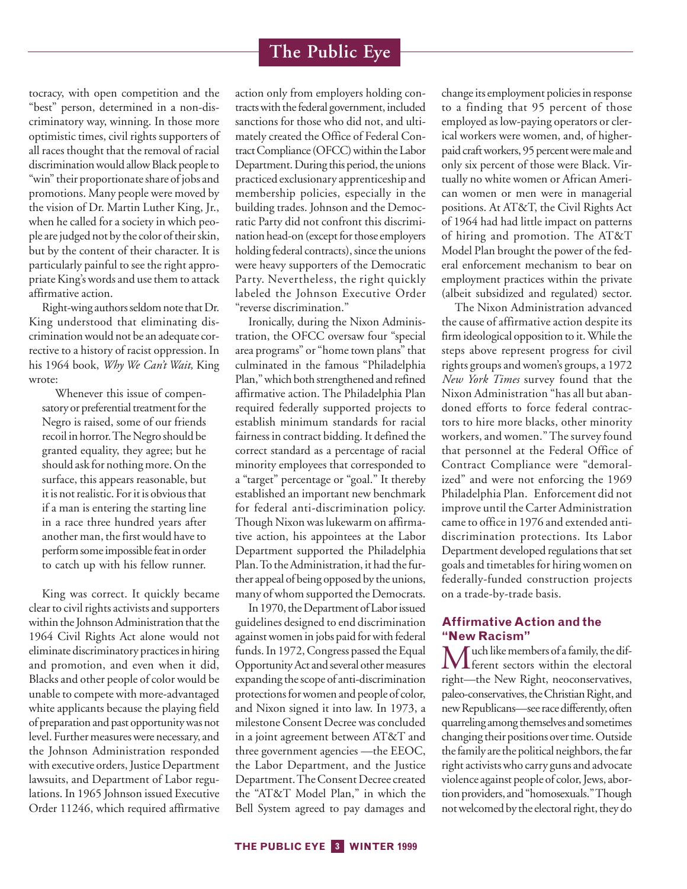tocracy, with open competition and the "best" person, determined in a non-discriminatory way, winning. In those more optimistic times, civil rights supporters of all races thought that the removal of racial discrimination would allow Black people to "win" their proportionate share of jobs and promotions. Many people were moved by the vision of Dr. Martin Luther King, Jr., when he called for a society in which people are judged not by the color of their skin, but by the content of their character. It is particularly painful to see the right appropriate King's words and use them to attack affirmative action.

Right-wing authors seldom note that Dr. King understood that eliminating discrimination would not be an adequate corrective to a history of racist oppression. In his 1964 book, *Why We Can't Wait,* King wrote:

> Whenever this issue of compensatory or preferential treatment for the Negro is raised, some of our friends recoil in horror. The Negro should be granted equality, they agree; but he should ask for nothing more. On the surface, this appears reasonable, but it is not realistic. For it is obvious that if a man is entering the starting line in a race three hundred years after another man, the first would have to perform some impossible feat in order to catch up with his fellow runner.

King was correct. It quickly became clear to civil rights activists and supporters within the Johnson Administration that the 1964 Civil Rights Act alone would not eliminate discriminatory practices in hiring and promotion, and even when it did, Blacks and other people of color would be unable to compete with more-advantaged white applicants because the playing field of preparation and past opportunity was not level. Further measures were necessary, and the Johnson Administration responded with executive orders, Justice Department lawsuits, and Department of Labor regulations. In 1965 Johnson issued Executive Order 11246, which required affirmative action only from employers holding contracts with the federal government, included sanctions for those who did not, and ultimately created the Office of Federal Contract Compliance (OFCC) within the Labor Department. During this period, the unions practiced exclusionary apprenticeship and membership policies, especially in the building trades. Johnson and the Democratic Party did not confront this discrimination head-on (except for those employers holding federal contracts), since the unions were heavy supporters of the Democratic Party. Nevertheless, the right quickly labeled the Johnson Executive Order "reverse discrimination."

Ironically, during the Nixon Administration, the OFCC oversaw four "special area programs" or "home town plans" that culminated in the famous "Philadelphia Plan," which both strengthened and refined affirmative action. The Philadelphia Plan required federally supported projects to establish minimum standards for racial fairness in contract bidding. It defined the correct standard as a percentage of racial minority employees that corresponded to a "target" percentage or "goal." It thereby established an important new benchmark for federal anti-discrimination policy. Though Nixon was lukewarm on affirmative action, his appointees at the Labor Department supported the Philadelphia Plan. To the Administration, it had the further appeal of being opposed by the unions, many of whom supported the Democrats.

In 1970, the Department of Labor issued guidelines designed to end discrimination against women in jobs paid for with federal funds. In 1972, Congress passed the Equal Opportunity Act and several other measures expanding the scope of anti-discrimination protections for women and people of color, and Nixon signed it into law. In 1973, a milestone Consent Decree was concluded in a joint agreement between AT&T and three government agencies —the EEOC, the Labor Department, and the Justice Department. The Consent Decree created the "AT&T Model Plan," in which the Bell System agreed to pay damages and change its employment policies in response to a finding that 95 percent of those employed as low-paying operators or clerical workers were women, and, of higher-paid craft workers, 95 percent were male and only six percent of those were Black. Virtually no white women or African American women or men were in managerial positions. At AT&T, the Civil Rights Act of 1964 had had little impact on patterns of hiring and promotion. The AT&T Model Plan brought the power of the federal enforcement mechanism to bear on employment practices within the private (albeit subsidized and regulated) sector.

The Nixon Administration advanced the cause of affirmative action despite its firm ideological opposition to it. While the steps above represent progress for civil rights groups and women's groups, a 1972 *New York Times* survey found that the Nixon Administration "has all but abandoned efforts to force federal contractors to hire more blacks, other minority workers, and women." The survey found that personnel at the Federal Office of Contract Compliance were "demoralized" and were not enforcing the 1969 Philadelphia Plan. Enforcement did not improve until the Carter Administration came to office in 1976 and extended anti-discrimination protections. Its Labor Department developed regulations that set goals and timetables for hiring women on federally-funded construction projects on a trade-by-trade basis.

## Affirmative Action and the "New Racism"

Much like members of a family, the different sectors within the electoral right—the New Right, neoconservatives, paleo-conservatives, the Christian Right, and new Republicans—see race differently, often quarreling among themselves and sometimes changing their positions over time. Outside the family are the political neighbors, the far right activists who carry guns and advocate violence against people of color, Jews, abortion providers, and "homosexuals." Though not welcomed by the electoral right, they do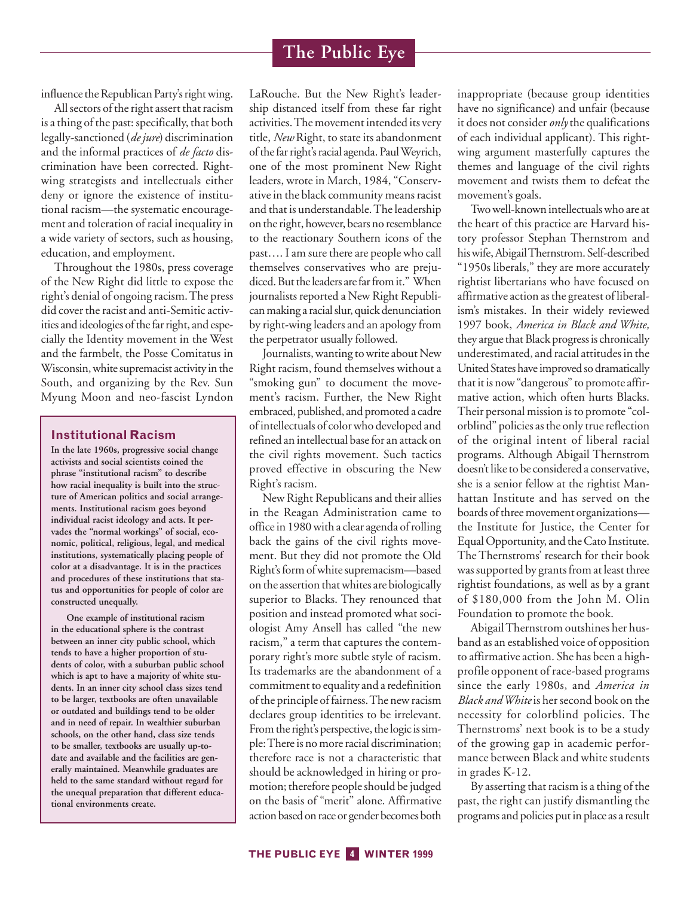influence the Republican Party's right wing.

All sectors of the right assert that racism is a thing of the past: specifically, that both legally-sanctioned (*de jure*) discrimination and the informal practices of *de facto* discrimination have been corrected. Right-wing strategists and intellectuals either deny or ignore the existence of institutional racism—the systematic encouragement and toleration of racial inequality in a wide variety of sectors, such as housing, education, and employment.

Throughout the 1980s, press coverage of the New Right did little to expose the right's denial of ongoing racism. The press did cover the racist and anti-Semitic activities and ideologies of the far right, and especially the Identity movement in the West and the farmbelt, the Posse Comitatus in Wisconsin, white supremacist activity in the South, and organizing by the Rev. Sun Myung Moon and neo-fascist Lyndon LaRouche. But the New Right's leadership distanced itself from these far right activities. The movement intended its very title, *New* Right, to state its abandonment of the far right's racial agenda. Paul Weyrich, one of the most prominent New Right leaders, wrote in March, 1984, "Conservative in the black community means racist and that is understandable. The leadership on the right, however, bears no resemblance to the reactionary Southern icons of the past…. I am sure there are people who call themselves conservatives who are prejudiced. But the leaders are far from it." When journalists reported a New Right Republican making a racial slur, quick denunciation by right-wing leaders and an apology from the perpetrator usually followed.

Journalists, wanting to write about New Right racism, found themselves without a "smoking gun" to document the movement's racism. Further, the New Right embraced, published, and promoted a cadre of intellectuals of color who developed and refined an intellectual base for an attack on the civil rights movement. Such tactics proved effective in obscuring the New Right's racism.

New Right Republicans and their allies in the Reagan Administration came to office in 1980 with a clear agenda of rolling back the gains of the civil rights movement. But they did not promote the Old Right's form of white supremacism—based on the assertion that whites are biologically superior to Blacks. They renounced that position and instead promoted what sociologist Amy Ansell has called "the new racism," a term that captures the contemporary right's more subtle style of racism. Its trademarks are the abandonment of a commitment to equality and a redefinition of the principle of fairness. The new racism declares group identities to be irrelevant. From the right's perspective, the logic is simple: There is no more racial discrimination; therefore race is not a characteristic that should be acknowledged in hiring or promotion; therefore people should be judged on the basis of "merit" alone. Affirmative action based on race or gender becomes both inappropriate (because group identities have no significance) and unfair (because it does not consider *only* the qualifications of each individual applicant). This right-wing argument masterfully captures the themes and language of the civil rights movement and twists them to defeat the movement's goals.

Two well-known intellectuals who are at the heart of this practice are Harvard history professor Stephan Thernstrom and his wife, Abigail Thernstrom. Self-described "1950s liberals," they are more accurately rightist libertarians who have focused on affirmative action as the greatest of liberalism's mistakes. In their widely reviewed 1997 book, *America in Black and White,* they argue that Black progress is chronically underestimated, and racial attitudes in the United States have improved so dramatically that it is now "dangerous" to promote affirmative action, which often hurts Blacks. Their personal mission is to promote "colorblind" policies as the only true reflection of the original intent of liberal racial programs. Although Abigail Thernstrom doesn't like to be considered a conservative, she is a senior fellow at the rightist Manhattan Institute and has served on the boards of three movement organizations—the Institute for Justice, the Center for Equal Opportunity, and the Cato Institute. The Thernstroms' research for their book was supported by grants from at least three rightist foundations, as well as by a grant of $180,000 from the John M. Olin Foundation to promote the book.

Abigail Thernstrom outshines her husband as an established voice of opposition to affirmative action. She has been a high-profile opponent of race-based programs since the early 1980s, and *America in Black and White* is her second book on the necessity for colorblind policies. The Thernstroms' next book is to be a study of the growing gap in academic performance between Black and white students in grades K-12.

By asserting that racism is a thing of the past, the right can justify dismantling the programs and policies put in place as a result

### Institutional Racism

**In the late 1960s, progressive social change activists and social scientists coined the phrase "institutional racism" to describe how racial inequality is built into the structure of American politics and social arrangements. Institutional racism goes beyond individual racist ideology and acts. It pervades the "normal workings" of social, economic, political, religious, legal, and medical institutions, systematically placing people of color at a disadvantage. It is in the practices and procedures of these institutions that status and opportunities for people of color are constructed unequally.**

**One example of institutional racism in the educational sphere is the contrast between an inner city public school, which tends to have a higher proportion of students of color, with a suburban public school which is apt to have a majority of white students. In an inner city school class sizes tend to be larger, textbooks are often unavailable or outdated and buildings tend to be older and in need of repair. In wealthier suburban schools, on the other hand, class size tends to be smaller, textbooks are usually up-to-date and available and the facilities are generally maintained. Meanwhile graduates are held to the same standard without regard for the unequal preparation that different educational environments create.**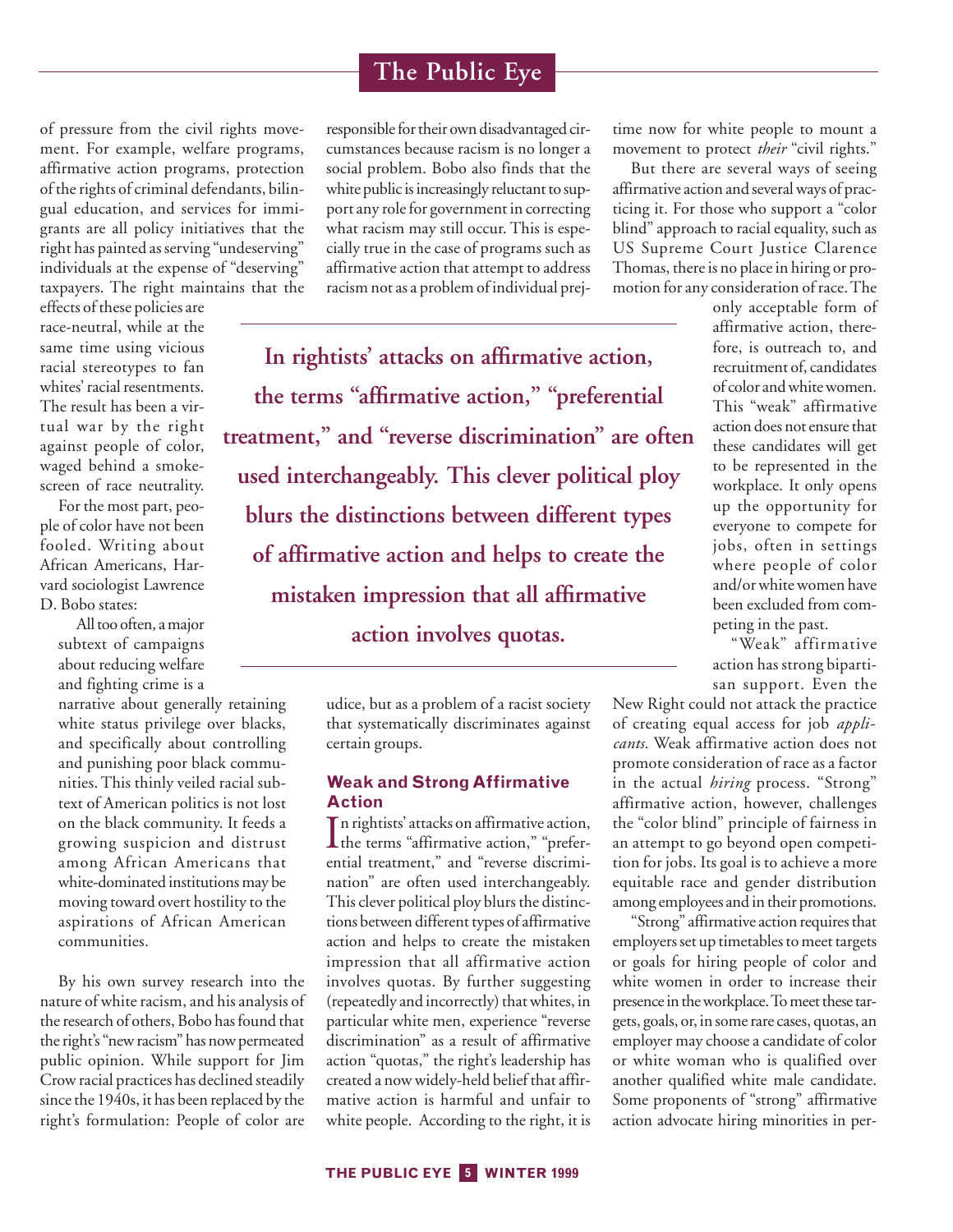of pressure from the civil rights movement. For example, welfare programs, affirmative action programs, protection of the rights of criminal defendants, bilingual education, and services for immigrants are all policy initiatives that the right has painted as serving "undeserving" individuals at the expense of "deserving" taxpayers. The right maintains that the effects of these policies are race-neutral, while at the same time using vicious racial stereotypes to fan whites' racial resentments. The result has been a virtual war by the right against people of color, waged behind a smokescreen of race neutrality.

For the most part, people of color have not been fooled. Writing about African Americans, Harvard sociologist Lawrence D. Bobo states:

> All too often, a major subtext of campaigns about reducing welfare and fighting crime is a narrative about generally retaining white status privilege over blacks, and specifically about controlling and punishing poor black communities. This thinly veiled racial subtext of American politics is not lost on the black community. It feeds a growing suspicion and distrust among African Americans that white-dominated institutions may be moving toward overt hostility to the aspirations of African American communities.

By his own survey research into the nature of white racism, and his analysis of the research of others, Bobo has found that the right's "new racism" has now permeated public opinion. While support for Jim Crow racial practices has declined steadily since the 1940s, it has been replaced by the right's formulation: People of color are responsible for their own disadvantaged circumstances because racism is no longer a social problem. Bobo also finds that the white public is increasingly reluctant to support any role for government in correcting what racism may still occur. This is especially true in the case of programs such as affirmative action that attempt to address racism not as a problem of individual prejudice, but as a problem of a racist society that systematically discriminates against certain groups.

**In rightists' attacks on affirmative action, the terms "affirmative action," "preferential treatment," and "reverse discrimination" are often used interchangeably. This clever political ploy blurs the distinctions between different types of affirmative action and helps to create the mistaken impression that all affirmative action involves quotas.**

## Weak and Strong Affirmative Action

In rightists' attacks on affirmative action, the terms "affirmative action," "preferential treatment," and "reverse discrimination" are often used interchangeably. This clever political ploy blurs the distinctions between different types of affirmative action and helps to create the mistaken impression that all affirmative action involves quotas. By further suggesting (repeatedly and incorrectly) that whites, in particular white men, experience "reverse discrimination" as a result of affirmative action "quotas," the right's leadership has created a now widely-held belief that affirmative action is harmful and unfair to white people. According to the right, it is time now for white people to mount a movement to protect *their* "civil rights."

But there are several ways of seeing affirmative action and several ways of practicing it. For those who support a "color blind" approach to racial equality, such as US Supreme Court Justice Clarence Thomas, there is no place in hiring or promotion for any consideration of race. The only acceptable form of affirmative action, therefore, is outreach to, and recruitment of, candidates of color and white women. This "weak" affirmative action does not ensure that these candidates will get to be represented in the workplace. It only opens up the opportunity for everyone to compete for jobs, often in settings where people of color and/or white women have been excluded from competing in the past.

"Weak" affirmative action has strong bipartisan support. Even the New Right could not attack the practice of creating equal access for job *applicants.* Weak affirmative action does not promote consideration of race as a factor in the actual *hiring* process. "Strong" affirmative action, however, challenges the "color blind" principle of fairness in an attempt to go beyond open competition for jobs. Its goal is to achieve a more equitable race and gender distribution among employees and in their promotions.

"Strong" affirmative action requires that employers set up timetables to meet targets or goals for hiring people of color and white women in order to increase their presence in the workplace. To meet these targets, goals, or, in some rare cases, quotas, an employer may choose a candidate of color or white woman who is qualified over another qualified white male candidate. Some proponents of "strong" affirmative action advocate hiring minorities in per-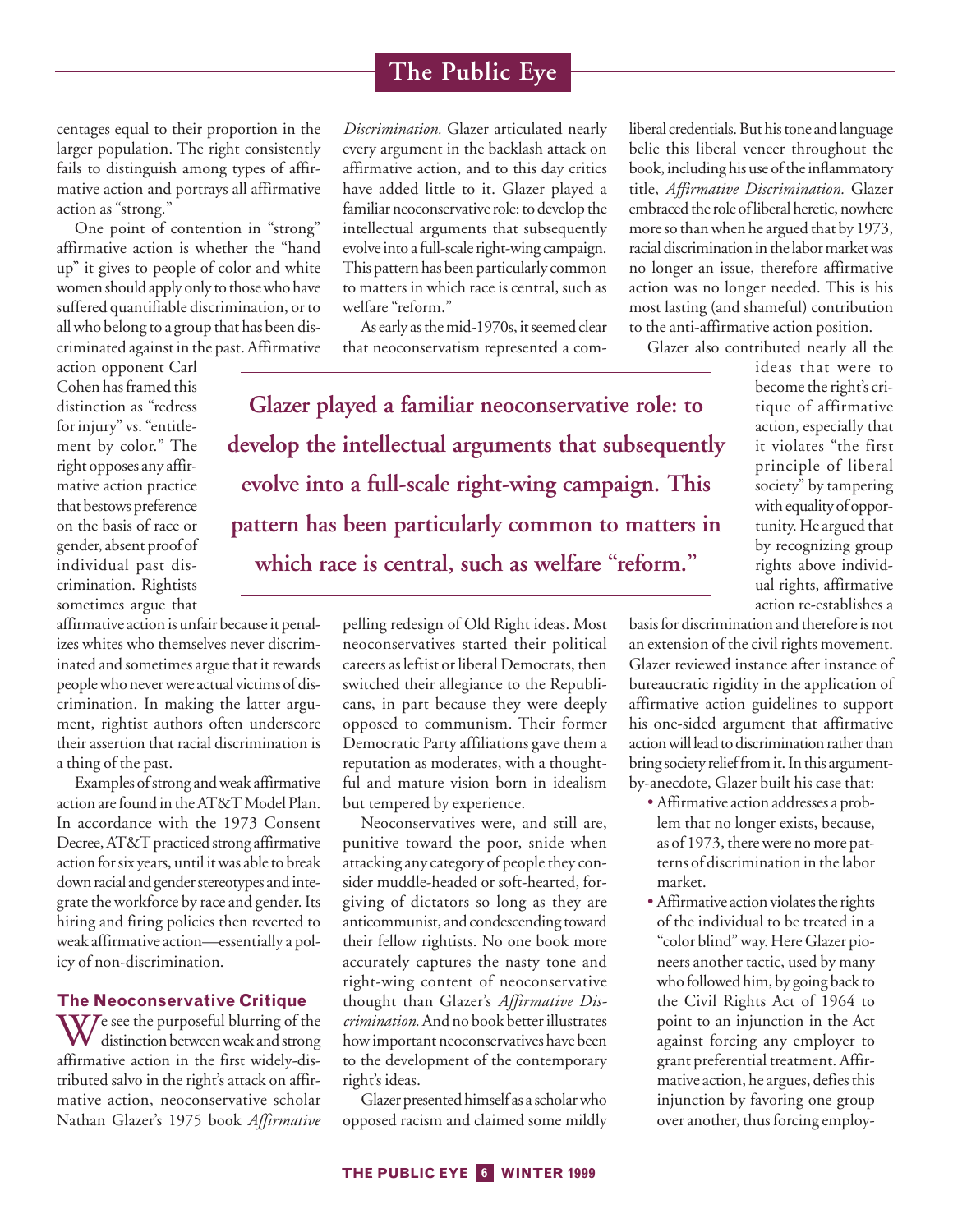centages equal to their proportion in the larger population. The right consistently fails to distinguish among types of affirmative action and portrays all affirmative action as "strong."

One point of contention in "strong" affirmative action is whether the "hand up" it gives to people of color and white women should apply only to those who have suffered quantifiable discrimination, or to all who belong to a group that has been discriminated against in the past. Affirmative action opponent Carl Cohen has framed this distinction as "redress for injury" vs. "entitlement by color." The right opposes any affirmative action practice that bestows preference on the basis of race or gender, absent proof of individual past discrimination. Rightists sometimes argue that affirmative action is unfair because it penalizes whites who themselves never discriminated and sometimes argue that it rewards people who never were actual victims of discrimination. In making the latter argument, rightist authors often underscore their assertion that racial discrimination is a thing of the past.

Examples of strong and weak affirmative action are found in the AT&T Model Plan. In accordance with the 1973 Consent Decree, AT&T practiced strong affirmative action for six years, until it was able to break down racial and gender stereotypes and integrate the workforce by race and gender. Its hiring and firing policies then reverted to weak affirmative action—essentially a policy of non-discrimination.

### The Neoconservative Critique

We see the purposeful blurring of the distinction between weak and strong affirmative action in the first widely-distributed salvo in the right's attack on affirmative action, neoconservative scholar Nathan Glazer's 1975 book *Affirmative Discrimination.* Glazer articulated nearly every argument in the backlash attack on affirmative action, and to this day critics have added little to it. Glazer played a familiar neoconservative role: to develop the intellectual arguments that subsequently evolve into a full-scale right-wing campaign. This pattern has been particularly common to matters in which race is central, such as welfare "reform."

As early as the mid-1970s, it seemed clear that neoconservatism represented a compelling redesign of Old Right ideas. Most neoconservatives started their political careers as leftist or liberal Democrats, then switched their allegiance to the Republicans, in part because they were deeply opposed to communism. Their former Democratic Party affiliations gave them a reputation as moderates, with a thoughtful and mature vision born in idealism but tempered by experience.

Neoconservatives were, and still are, punitive toward the poor, snide when attacking any category of people they consider muddle-headed or soft-hearted, forgiving of dictators so long as they are anticommunist, and condescending toward their fellow rightists. No one book more accurately captures the nasty tone and right-wing content of neoconservative thought than Glazer's *Affirmative Discrimination.* And no book better illustrates how important neoconservatives have been to the development of the contemporary right's ideas.

Glazer presented himself as a scholar who opposed racism and claimed some mildly liberal credentials. But his tone and language belie this liberal veneer throughout the book, including his use of the inflammatory title, *Affirmative Discrimination.* Glazer embraced the role of liberal heretic, nowhere more so than when he argued that by 1973, racial discrimination in the labor market was no longer an issue, therefore affirmative action was no longer needed. This is his most lasting (and shameful) contribution to the anti-affirmative action position.

**Glazer played a familiar neoconservative role: to develop the intellectual arguments that subsequently evolve into a full-scale right-wing campaign. This pattern has been particularly common to matters in which race is central, such as welfare "reform."**

Glazer also contributed nearly all the ideas that were to become the right's critique of affirmative action, especially that it violates "the first principle of liberal society" by tampering with equality of opportunity. He argued that by recognizing group rights above individual rights, affirmative action re-establishes a basis for discrimination and therefore is not an extension of the civil rights movement. Glazer reviewed instance after instance of bureaucratic rigidity in the application of affirmative action guidelines to support his one-sided argument that affirmative action will lead to discrimination rather than bring society relief from it. In this argument-by-anecdote, Glazer built his case that:

- Affirmative action addresses a problem that no longer exists, because, as of 1973, there were no more patterns of discrimination in the labor market.
- Affirmative action violates the rights of the individual to be treated in a "color blind" way. Here Glazer pioneers another tactic, used by many who followed him, by going back to the Civil Rights Act of 1964 to point to an injunction in the Act against forcing any employer to grant preferential treatment. Affirmative action, he argues, defies this injunction by favoring one group over another, thus forcing employ-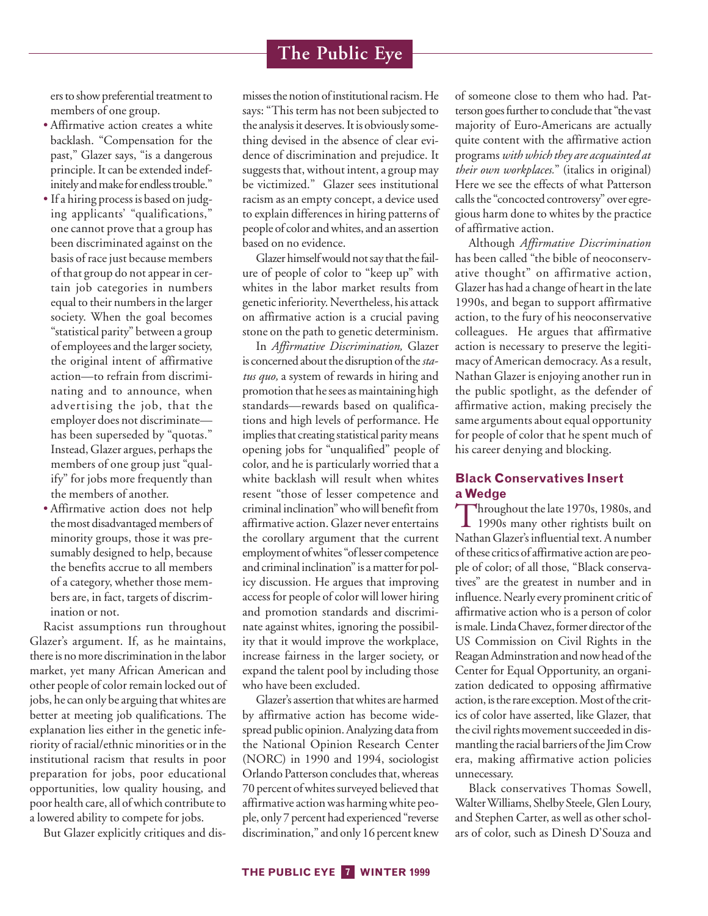ers to show preferential treatment to members of one group.

- Affirmative action creates a white backlash. "Compensation for the past," Glazer says, "is a dangerous principle. It can be extended indefinitely and make for endless trouble."
- If a hiring process is based on judging applicants' "qualifications," one cannot prove that a group has been discriminated against on the basis of race just because members of that group do not appear in certain job categories in numbers equal to their numbers in the larger society. When the goal becomes "statistical parity" between a group of employees and the larger society, the original intent of affirmative action—to refrain from discriminating and to announce, when advertising the job, that the employer does not discriminate—has been superseded by "quotas." Instead, Glazer argues, perhaps the members of one group just "qualify" for jobs more frequently than the members of another.
- Affirmative action does not help the most disadvantaged members of minority groups, those it was presumably designed to help, because the benefits accrue to all members of a category, whether those members are, in fact, targets of discrimination or not.

Racist assumptions run throughout Glazer's argument. If, as he maintains, there is no more discrimination in the labor market, yet many African American and other people of color remain locked out of jobs, he can only be arguing that whites are better at meeting job qualifications. The explanation lies either in the genetic inferiority of racial/ethnic minorities or in the institutional racism that results in poor preparation for jobs, poor educational opportunities, low quality housing, and poor health care, all of which contribute to a lowered ability to compete for jobs.

But Glazer explicitly critiques and dismisses the notion of institutional racism. He says: "This term has not been subjected to the analysis it deserves. It is obviously something devised in the absence of clear evidence of discrimination and prejudice. It suggests that, without intent, a group may be victimized." Glazer sees institutional racism as an empty concept, a device used to explain differences in hiring patterns of people of color and whites, and an assertion based on no evidence.

Glazer himself would not say that the failure of people of color to "keep up" with whites in the labor market results from genetic inferiority. Nevertheless, his attack on affirmative action is a crucial paving stone on the path to genetic determinism.

In *Affirmative Discrimination,* Glazer is concerned about the disruption of the *status quo,* a system of rewards in hiring and promotion that he sees as maintaining high standards—rewards based on qualifications and high levels of performance. He implies that creating statistical parity means opening jobs for "unqualified" people of color, and he is particularly worried that a white backlash will result when whites resent "those of lesser competence and criminal inclination" who will benefit from affirmative action. Glazer never entertains the corollary argument that the current employment of whites "of lesser competence and criminal inclination" is a matter for policy discussion. He argues that improving access for people of color will lower hiring and promotion standards and discriminate against whites, ignoring the possibility that it would improve the workplace, increase fairness in the larger society, or expand the talent pool by including those who have been excluded.

Glazer's assertion that whites are harmed by affirmative action has become widespread public opinion. Analyzing data from the National Opinion Research Center (NORC) in 1990 and 1994, sociologist Orlando Patterson concludes that, whereas 70 percent of whites surveyed believed that affirmative action was harming white people, only 7 percent had experienced "reverse discrimination," and only 16 percent knew of someone close to them who had. Patterson goes further to conclude that "the vast majority of Euro-Americans are actually quite content with the affirmative action programs *with which they are acquainted at their own workplaces.*" (italics in original) Here we see the effects of what Patterson calls the "concocted controversy" over egregious harm done to whites by the practice of affirmative action.

Although *Affirmative Discrimination* has been called "the bible of neoconservative thought" on affirmative action, Glazer has had a change of heart in the late 1990s, and began to support affirmative action, to the fury of his neoconservative colleagues. He argues that affirmative action is necessary to preserve the legitimacy of American democracy. As a result, Nathan Glazer is enjoying another run in the public spotlight, as the defender of affirmative action, making precisely the same arguments about equal opportunity for people of color that he spent much of his career denying and blocking.

## Black Conservatives Insert a Wedge

Throughout the late 1970s, 1980s, and 1990s many other rightists built on Nathan Glazer's influential text. A number of these critics of affirmative action are people of color; of all those, "Black conservatives" are the greatest in number and in influence. Nearly every prominent critic of affirmative action who is a person of color is male. Linda Chavez, former director of the US Commission on Civil Rights in the Reagan Adminstration and now head of the Center for Equal Opportunity, an organization dedicated to opposing affirmative action, is the rare exception. Most of the critics of color have asserted, like Glazer, that the civil rights movement succeeded in dismantling the racial barriers of the Jim Crow era, making affirmative action policies unnecessary.

Black conservatives Thomas Sowell, Walter Williams, Shelby Steele, Glen Loury, and Stephen Carter, as well as other scholars of color, such as Dinesh D'Souza and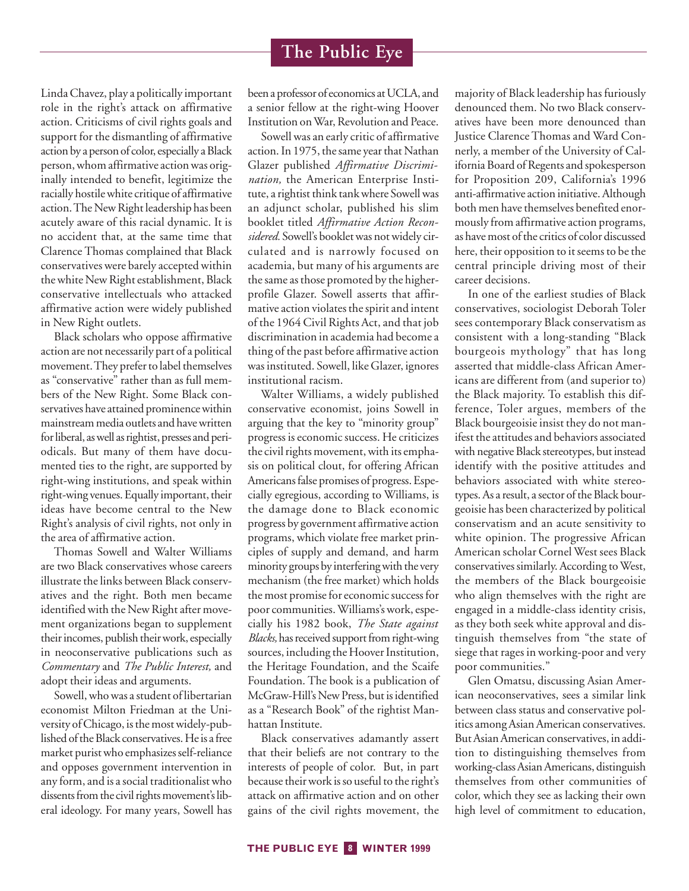Linda Chavez, play a politically important role in the right's attack on affirmative action. Criticisms of civil rights goals and support for the dismantling of affirmative action by a person of color, especially a Black person, whom affirmative action was originally intended to benefit, legitimize the racially hostile white critique of affirmative action. The New Right leadership has been acutely aware of this racial dynamic. It is no accident that, at the same time that Clarence Thomas complained that Black conservatives were barely accepted within the white New Right establishment, Black conservative intellectuals who attacked affirmative action were widely published in New Right outlets.

Black scholars who oppose affirmative action are not necessarily part of a political movement. They prefer to label themselves as "conservative" rather than as full members of the New Right. Some Black conservatives have attained prominence within mainstream media outlets and have written for liberal, as well as rightist, presses and periodicals. But many of them have documented ties to the right, are supported by right-wing institutions, and speak within right-wing venues. Equally important, their ideas have become central to the New Right's analysis of civil rights, not only in the area of affirmative action.

Thomas Sowell and Walter Williams are two Black conservatives whose careers illustrate the links between Black conservatives and the right. Both men became identified with the New Right after movement organizations began to supplement their incomes, publish their work, especially in neoconservative publications such as *Commentary* and *The Public Interest,* and adopt their ideas and arguments.

Sowell, who was a student of libertarian economist Milton Friedman at the University of Chicago, is the most widely-published of the Black conservatives. He is a free market purist who emphasizes self-reliance and opposes government intervention in any form, and is a social traditionalist who dissents from the civil rights movement's liberal ideology. For many years, Sowell has been a professor of economics at UCLA, and a senior fellow at the right-wing Hoover Institution on War, Revolution and Peace.

Sowell was an early critic of affirmative action. In 1975, the same year that Nathan Glazer published *Affirmative Discrimination,* the American Enterprise Institute, a rightist think tank where Sowell was an adjunct scholar, published his slim booklet titled *Affirmative Action Reconsidered.* Sowell's booklet was not widely circulated and is narrowly focused on academia, but many of his arguments are the same as those promoted by the higher-profile Glazer. Sowell asserts that affirmative action violates the spirit and intent of the 1964 Civil Rights Act, and that job discrimination in academia had become a thing of the past before affirmative action was instituted. Sowell, like Glazer, ignores institutional racism.

Walter Williams, a widely published conservative economist, joins Sowell in arguing that the key to "minority group" progress is economic success. He criticizes the civil rights movement, with its emphasis on political clout, for offering African Americans false promises of progress. Especially egregious, according to Williams, is the damage done to Black economic progress by government affirmative action programs, which violate free market principles of supply and demand, and harm minority groups by interfering with the very mechanism (the free market) which holds the most promise for economic success for poor communities. Williams's work, especially his 1982 book, *The State against Blacks,* has received support from right-wing sources, including the Hoover Institution, the Heritage Foundation, and the Scaife Foundation. The book is a publication of McGraw-Hill's New Press, but is identified as a "Research Book" of the rightist Manhattan Institute.

Black conservatives adamantly assert that their beliefs are not contrary to the interests of people of color. But, in part because their work is so useful to the right's attack on affirmative action and on other gains of the civil rights movement, the majority of Black leadership has furiously denounced them. No two Black conservatives have been more denounced than Justice Clarence Thomas and Ward Connerly, a member of the University of California Board of Regents and spokesperson for Proposition 209, California's 1996 anti-affirmative action initiative. Although both men have themselves benefited enormously from affirmative action programs, as have most of the critics of color discussed here, their opposition to it seems to be the central principle driving most of their career decisions.

In one of the earliest studies of Black conservatives, sociologist Deborah Toler sees contemporary Black conservatism as consistent with a long-standing "Black bourgeois mythology" that has long asserted that middle-class African Americans are different from (and superior to) the Black majority. To establish this difference, Toler argues, members of the Black bourgeoisie insist they do not manifest the attitudes and behaviors associated with negative Black stereotypes, but instead identify with the positive attitudes and behaviors associated with white stereotypes. As a result, a sector of the Black bourgeoisie has been characterized by political conservatism and an acute sensitivity to white opinion. The progressive African American scholar Cornel West sees Black conservatives similarly. According to West, the members of the Black bourgeoisie who align themselves with the right are engaged in a middle-class identity crisis, as they both seek white approval and distinguish themselves from "the state of siege that rages in working-poor and very poor communities."

Glen Omatsu, discussing Asian American neoconservatives, sees a similar link between class status and conservative politics among Asian American conservatives. But Asian American conservatives, in addition to distinguishing themselves from working-class Asian Americans, distinguish themselves from other communities of color, which they see as lacking their own high level of commitment to education,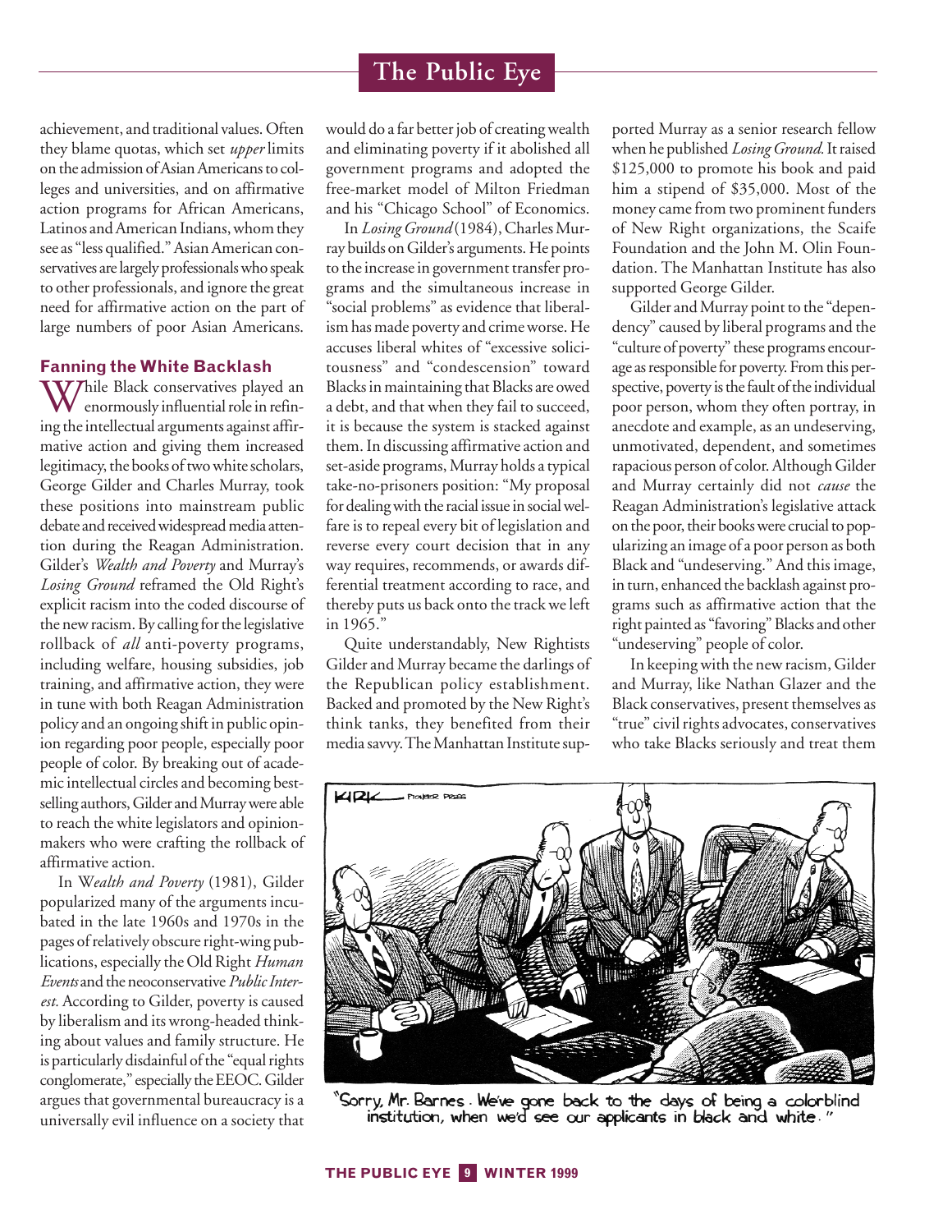achievement, and traditional values. Often they blame quotas, which set *upper* limits on the admission of Asian Americans to colleges and universities, and on affirmative action programs for African Americans, Latinos and American Indians, whom they see as "less qualified." Asian American conservatives are largely professionals who speak to other professionals, and ignore the great need for affirmative action on the part of large numbers of poor Asian Americans.

### Fanning the White Backlash

While Black conservatives played an enormously influential role in refining the intellectual arguments against affirmative action and giving them increased legitimacy, the books of two white scholars, George Gilder and Charles Murray, took these positions into mainstream public debate and received widespread media attention during the Reagan Administration. Gilder's *Wealth and Poverty* and Murray's *Losing Ground* reframed the Old Right's explicit racism into the coded discourse of the new racism. By calling for the legislative rollback of *all* anti-poverty programs, including welfare, housing subsidies, job training, and affirmative action, they were in tune with both Reagan Administration policy and an ongoing shift in public opinion regarding poor people, especially poor people of color. By breaking out of academic intellectual circles and becoming best-selling authors, Gilder and Murray were able to reach the white legislators and opinion-makers who were crafting the rollback of affirmative action.

In *Wealth and Poverty* (1981), Gilder popularized many of the arguments incubated in the late 1960s and 1970s in the pages of relatively obscure right-wing publications, especially the Old Right *Human Events* and the neoconservative *Public Interest.* According to Gilder, poverty is caused by liberalism and its wrong-headed thinking about values and family structure. He is particularly disdainful of the "equal rights conglomerate," especially the EEOC. Gilder argues that governmental bureaucracy is a universally evil influence on a society that would do a far better job of creating wealth and eliminating poverty if it abolished all government programs and adopted the free-market model of Milton Friedman and his "Chicago School" of Economics.

In *Losing Ground* (1984), Charles Murray builds on Gilder's arguments. He points to the increase in government transfer programs and the simultaneous increase in "social problems" as evidence that liberalism has made poverty and crime worse. He accuses liberal whites of "excessive solicitousness" and "condescension" toward Blacks in maintaining that Blacks are owed a debt, and that when they fail to succeed, it is because the system is stacked against them. In discussing affirmative action and set-aside programs, Murray holds a typical take-no-prisoners position: "My proposal for dealing with the racial issue in social welfare is to repeal every bit of legislation and reverse every court decision that in any way requires, recommends, or awards differential treatment according to race, and thereby puts us back onto the track we left in 1965."

Quite understandably, New Rightists Gilder and Murray became the darlings of the Republican policy establishment. Backed and promoted by the New Right's think tanks, they benefited from their media savvy. The Manhattan Institute supported Murray as a senior research fellow when he published *Losing Ground.* It raised $125,000 to promote his book and paid him a stipend of $35,000. Most of the money came from two prominent funders of New Right organizations, the Scaife Foundation and the John M. Olin Foundation. The Manhattan Institute has also supported George Gilder.

Gilder and Murray point to the "dependency" caused by liberal programs and the "culture of poverty" these programs encourage as responsible for poverty. From this perspective, poverty is the fault of the individual poor person, whom they often portray, in anecdote and example, as an undeserving, unmotivated, dependent, and sometimes rapacious person of color. Although Gilder and Murray certainly did not *cause* the Reagan Administration's legislative attack on the poor, their books were crucial to popularizing an image of a poor person as both Black and "undeserving." And this image, in turn, enhanced the backlash against programs such as affirmative action that the right painted as "favoring" Blacks and other "undeserving" people of color.

In keeping with the new racism, Gilder and Murray, like Nathan Glazer and the Black conservatives, present themselves as "true" civil rights advocates, conservatives who take Blacks seriously and treat them

"Sorry, Mr. Barnes. We've gone back to the days of being a colorblind institution, when we'd see our applicants in black and white."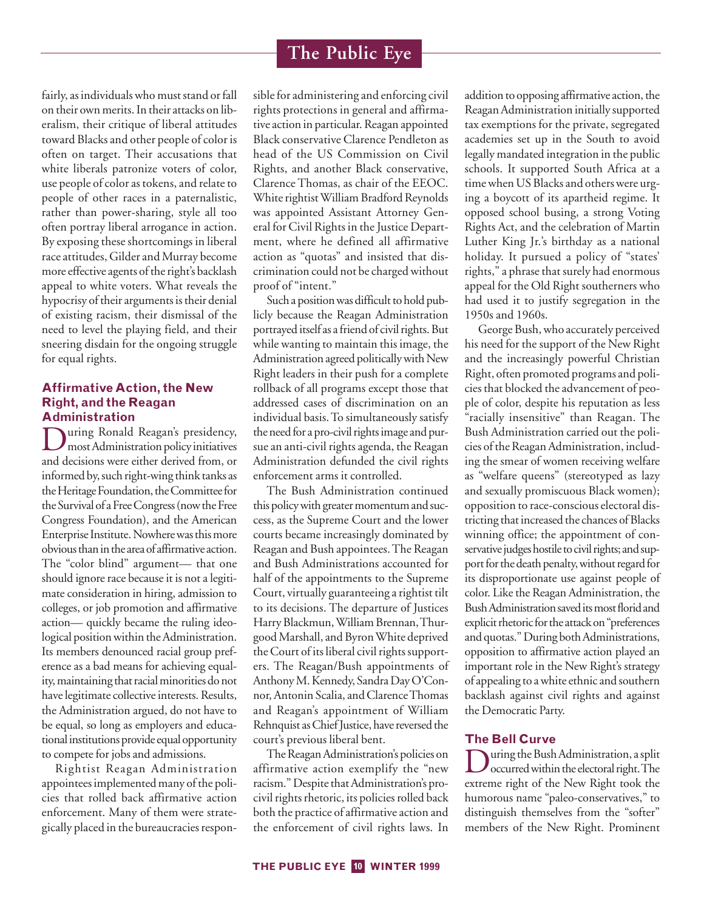fairly, as individuals who must stand or fall on their own merits. In their attacks on liberalism, their critique of liberal attitudes toward Blacks and other people of color is often on target. Their accusations that white liberals patronize voters of color, use people of color as tokens, and relate to people of other races in a paternalistic, rather than power-sharing, style all too often portray liberal arrogance in action. By exposing these shortcomings in liberal race attitudes, Gilder and Murray become more effective agents of the right's backlash appeal to white voters. What reveals the hypocrisy of their arguments is their denial of existing racism, their dismissal of the need to level the playing field, and their sneering disdain for the ongoing struggle for equal rights.

### Affirmative Action, the New Right, and the Reagan Administration

During Ronald Reagan's presidency, most Administration policy initiatives and decisions were either derived from, or informed by, such right-wing think tanks as the Heritage Foundation, the Committee for the Survival of a Free Congress (now the Free Congress Foundation), and the American Enterprise Institute. Nowhere was this more obvious than in the area of affirmative action. The "color blind" argument— that one should ignore race because it is not a legitimate consideration in hiring, admission to colleges, or job promotion and affirmative action— quickly became the ruling ideological position within the Administration. Its members denounced racial group preference as a bad means for achieving equality, maintaining that racial minorities do not have legitimate collective interests. Results, the Administration argued, do not have to be equal, so long as employers and educational institutions provide equal opportunity to compete for jobs and admissions.

Rightist Reagan Administration appointees implemented many of the policies that rolled back affirmative action enforcement. Many of them were strategically placed in the bureaucracies responsible for administering and enforcing civil rights protections in general and affirmative action in particular. Reagan appointed Black conservative Clarence Pendleton as head of the US Commission on Civil Rights, and another Black conservative, Clarence Thomas, as chair of the EEOC. White rightist William Bradford Reynolds was appointed Assistant Attorney General for Civil Rights in the Justice Department, where he defined all affirmative action as "quotas" and insisted that discrimination could not be charged without proof of "intent."

Such a position was difficult to hold publicly because the Reagan Administration portrayed itself as a friend of civil rights. But while wanting to maintain this image, the Administration agreed politically with New Right leaders in their push for a complete rollback of all programs except those that addressed cases of discrimination on an individual basis. To simultaneously satisfy the need for a pro-civil rights image and pursue an anti-civil rights agenda, the Reagan Administration defunded the civil rights enforcement arms it controlled.

The Bush Administration continued this policy with greater momentum and success, as the Supreme Court and the lower courts became increasingly dominated by Reagan and Bush appointees. The Reagan and Bush Administrations accounted for half of the appointments to the Supreme Court, virtually guaranteeing a rightist tilt to its decisions. The departure of Justices Harry Blackmun, William Brennan, Thurgood Marshall, and Byron White deprived the Court of its liberal civil rights supporters. The Reagan/Bush appointments of Anthony M. Kennedy, Sandra Day O'Connor, Antonin Scalia, and Clarence Thomas and Reagan's appointment of William Rehnquist as Chief Justice, have reversed the court's previous liberal bent.

The Reagan Administration's policies on affirmative action exemplify the "new racism." Despite that Administration's pro-civil rights rhetoric, its policies rolled back both the practice of affirmative action and the enforcement of civil rights laws. In addition to opposing affirmative action, the Reagan Administration initially supported tax exemptions for the private, segregated academies set up in the South to avoid legally mandated integration in the public schools. It supported South Africa at a time when US Blacks and others were urging a boycott of its apartheid regime. It opposed school busing, a strong Voting Rights Act, and the celebration of Martin Luther King Jr.'s birthday as a national holiday. It pursued a policy of "states' rights," a phrase that surely had enormous appeal for the Old Right southerners who had used it to justify segregation in the 1950s and 1960s.

George Bush, who accurately perceived his need for the support of the New Right and the increasingly powerful Christian Right, often promoted programs and policies that blocked the advancement of people of color, despite his reputation as less "racially insensitive" than Reagan. The Bush Administration carried out the policies of the Reagan Administration, including the smear of women receiving welfare as "welfare queens" (stereotyped as lazy and sexually promiscuous Black women); opposition to race-conscious electoral districting that increased the chances of Blacks winning office; the appointment of conservative judges hostile to civil rights; and support for the death penalty, without regard for its disproportionate use against people of color. Like the Reagan Administration, the Bush Administration saved its most florid and explicit rhetoric for the attack on "preferences and quotas." During both Administrations, opposition to affirmative action played an important role in the New Right's strategy of appealing to a white ethnic and southern backlash against civil rights and against the Democratic Party.

### The Bell Curve

During the Bush Administration, a split occurred within the electoral right. The extreme right of the New Right took the humorous name "paleo-conservatives," to distinguish themselves from the "softer" members of the New Right. Prominent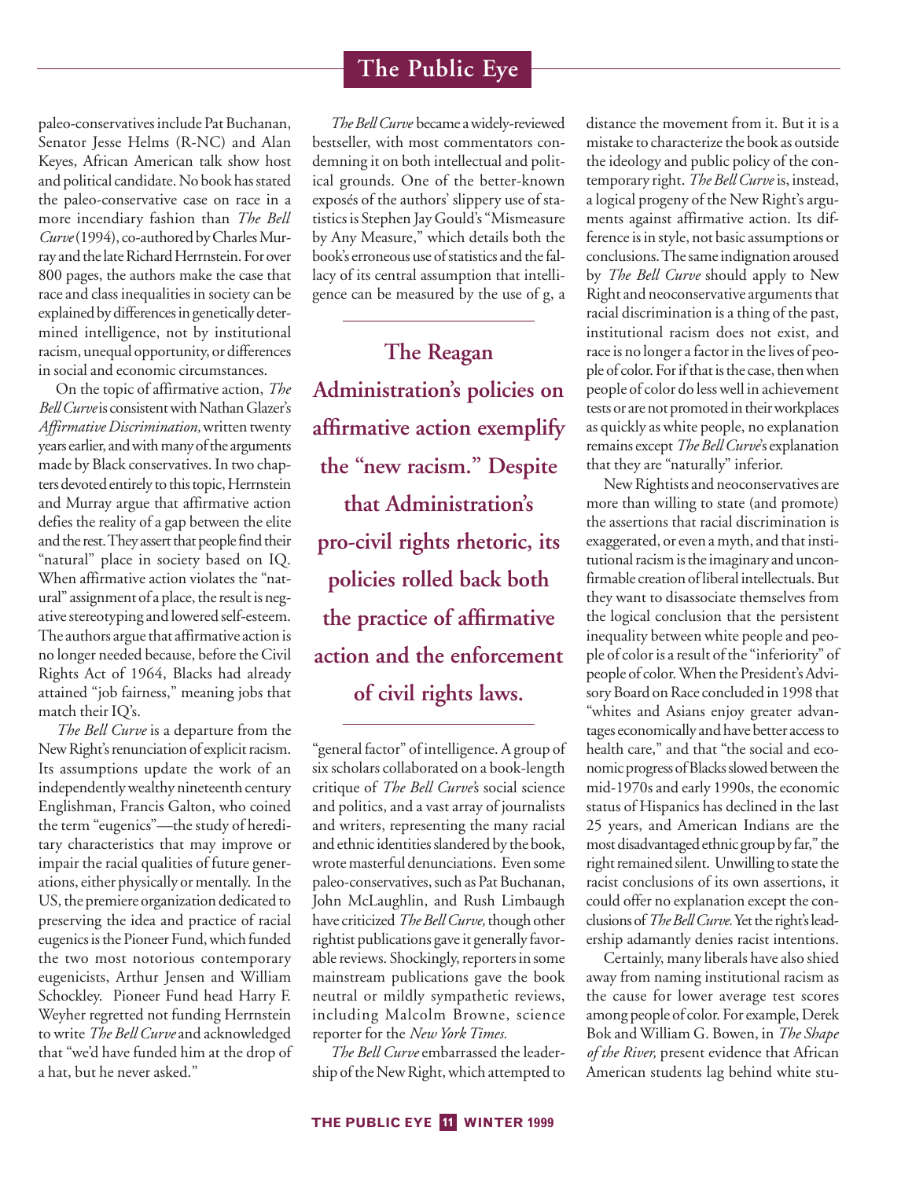paleo-conservatives include Pat Buchanan, Senator Jesse Helms (R-NC) and Alan Keyes, African American talk show host and political candidate. No book has stated the paleo-conservative case on race in a more incendiary fashion than *The Bell Curve* (1994), co-authored by Charles Murray and the late Richard Herrnstein. For over 800 pages, the authors make the case that race and class inequalities in society can be explained by differences in genetically determined intelligence, not by institutional racism, unequal opportunity, or differences in social and economic circumstances.

On the topic of affirmative action, *The Bell Curve* is consistent with Nathan Glazer's *Affirmative Discrimination,* written twenty years earlier, and with many of the arguments made by Black conservatives. In two chapters devoted entirely to this topic, Herrnstein and Murray argue that affirmative action defies the reality of a gap between the elite and the rest. They assert that people find their "natural" place in society based on IQ. When affirmative action violates the "natural" assignment of a place, the result is negative stereotyping and lowered self-esteem. The authors argue that affirmative action is no longer needed because, before the Civil Rights Act of 1964, Blacks had already attained "job fairness," meaning jobs that match their IQ's.

*The Bell Curve* is a departure from the New Right's renunciation of explicit racism. Its assumptions update the work of an independently wealthy nineteenth century Englishman, Francis Galton, who coined the term "eugenics"—the study of hereditary characteristics that may improve or impair the racial qualities of future generations, either physically or mentally. In the US, the premiere organization dedicated to preserving the idea and practice of racial eugenics is the Pioneer Fund, which funded the two most notorious contemporary eugenicists, Arthur Jensen and William Schockley. Pioneer Fund head Harry F. Weyher regretted not funding Herrnstein to write *The Bell Curve* and acknowledged that "we'd have funded him at the drop of a hat, but he never asked."

*The Bell Curve* became a widely-reviewed bestseller, with most commentators condemning it on both intellectual and political grounds. One of the better-known exposés of the authors' slippery use of statistics is Stephen Jay Gould's "Mismeasure by Any Measure," which details both the book's erroneous use of statistics and the fallacy of its central assumption that intelligence can be measured by the use of g, a "general factor" of intelligence. A group of six scholars collaborated on a book-length critique of *The Bell Curve*'s social science and politics, and a vast array of journalists and writers, representing the many racial and ethnic identities slandered by the book, wrote masterful denunciations. Even some paleo-conservatives, such as Pat Buchanan, John McLaughlin, and Rush Limbaugh have criticized *The Bell Curve,* though other rightist publications gave it generally favorable reviews. Shockingly, reporters in some mainstream publications gave the book neutral or mildly sympathetic reviews, including Malcolm Browne, science reporter for the *New York Times.*

**The Reagan Administration's policies on affirmative action exemplify the "new racism." Despite that Administration's pro-civil rights rhetoric, its policies rolled back both the practice of affirmative action and the enforcement of civil rights laws.**

*The Bell Curve* embarrassed the leadership of the New Right, which attempted to distance the movement from it. But it is a mistake to characterize the book as outside the ideology and public policy of the contemporary right. *The Bell Curve* is, instead, a logical progeny of the New Right's arguments against affirmative action. Its difference is in style, not basic assumptions or conclusions. The same indignation aroused by *The Bell Curve* should apply to New Right and neoconservative arguments that racial discrimination is a thing of the past, institutional racism does not exist, and race is no longer a factor in the lives of people of color. For if that is the case, then when people of color do less well in achievement tests or are not promoted in their workplaces as quickly as white people, no explanation remains except *The Bell Curve*'s explanation that they are "naturally" inferior.

New Rightists and neoconservatives are more than willing to state (and promote) the assertions that racial discrimination is exaggerated, or even a myth, and that institutional racism is the imaginary and unconfirmable creation of liberal intellectuals. But they want to disassociate themselves from the logical conclusion that the persistent inequality between white people and people of color is a result of the "inferiority" of people of color. When the President's Advisory Board on Race concluded in 1998 that "whites and Asians enjoy greater advantages economically and have better access to health care," and that "the social and economic progress of Blacks slowed between the mid-1970s and early 1990s, the economic status of Hispanics has declined in the last 25 years, and American Indians are the most disadvantaged ethnic group by far," the right remained silent. Unwilling to state the racist conclusions of its own assertions, it could offer no explanation except the conclusions of *The Bell Curve.* Yet the right's leadership adamantly denies racist intentions.

Certainly, many liberals have also shied away from naming institutional racism as the cause for lower average test scores among people of color. For example, Derek Bok and William G. Bowen, in *The Shape of the River,* present evidence that African American students lag behind white stu-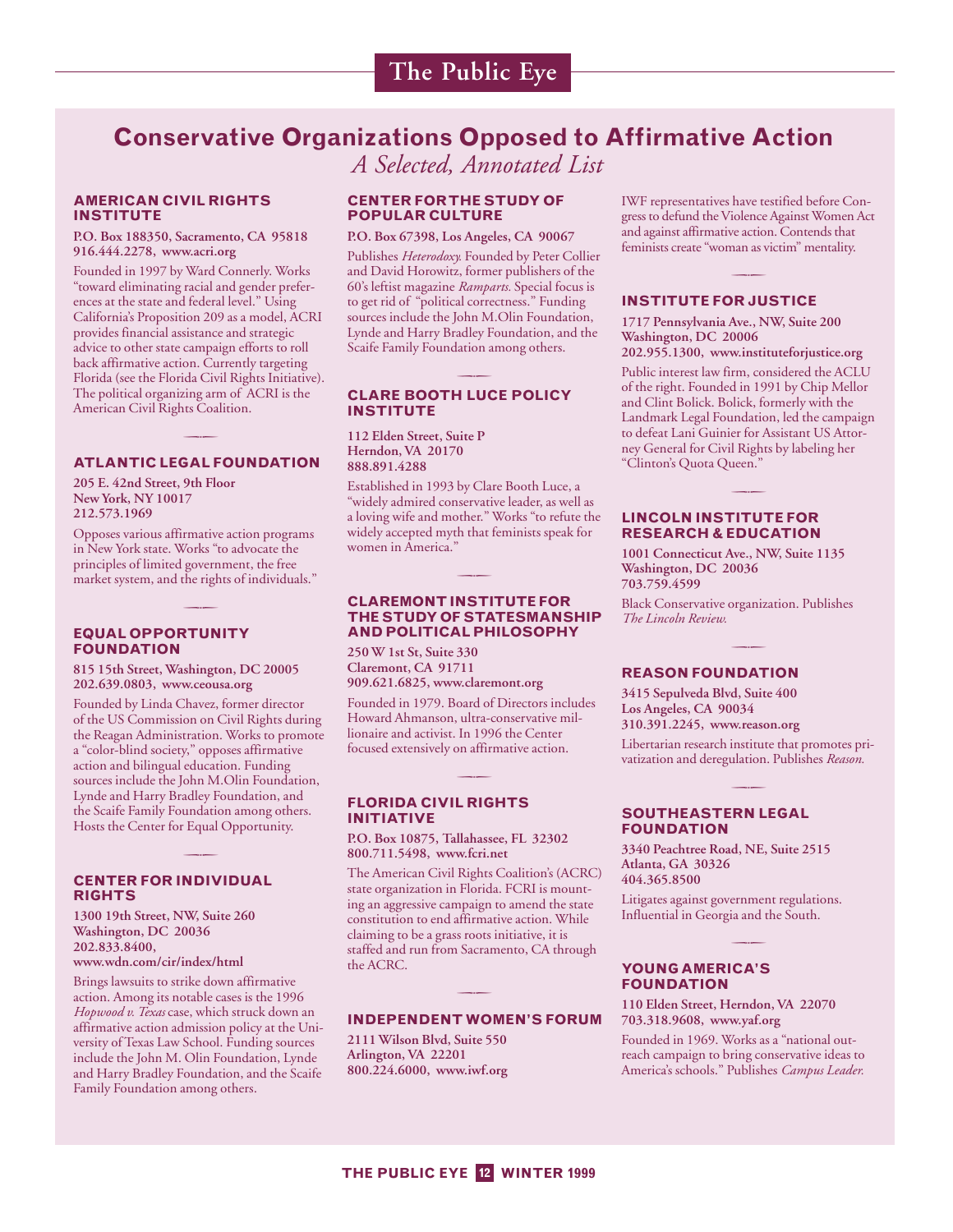# Conservative Organizations Opposed to Affirmative Action

*A Selected, Annotated List*

## AMERICAN CIVIL RIGHTS INSTITUTE

**P.O. Box 188350, Sacramento, CA 95818**
**916.444.2278, www.acri.org**

Founded in 1997 by Ward Connerly. Works "toward eliminating racial and gender preferences at the state and federal level." Using California's Proposition 209 as a model, ACRI provides financial assistance and strategic advice to other state campaign efforts to roll back affirmative action. Currently targeting Florida (see the Florida Civil Rights Initiative). The political organizing arm of ACRI is the American Civil Rights Coalition.

## ATLANTIC LEGAL FOUNDATION

**205 E. 42nd Street, 9th Floor**
**New York, NY 10017**
**212.573.1969**

Opposes various affirmative action programs in New York state. Works "to advocate the principles of limited government, the free market system, and the rights of individuals."

## EQUAL OPPORTUNITY FOUNDATION

**815 15th Street, Washington, DC 20005**
**202.639.0803, www.ceousa.org**

Founded by Linda Chavez, former director of the US Commission on Civil Rights during the Reagan Administration. Works to promote a "color-blind society," opposes affirmative action and bilingual education. Funding sources include the John M.Olin Foundation, Lynde and Harry Bradley Foundation, and the Scaife Family Foundation among others. Hosts the Center for Equal Opportunity.

## CENTER FOR INDIVIDUAL RIGHTS

**1300 19th Street, NW, Suite 260**
**Washington, DC 20036**
**202.833.8400,**
**www.wdn.com/cir/index/html**

Brings lawsuits to strike down affirmative action. Among its notable cases is the 1996 *Hopwood v. Texas* case, which struck down an affirmative action admission policy at the University of Texas Law School. Funding sources include the John M. Olin Foundation, Lynde and Harry Bradley Foundation, and the Scaife Family Foundation among others.

## CENTER FOR THE STUDY OF POPULAR CULTURE

**P.O. Box 67398, Los Angeles, CA 90067**

Publishes *Heterodoxy.* Founded by Peter Collier and David Horowitz, former publishers of the 60's leftist magazine *Ramparts.* Special focus is to get rid of "political correctness." Funding sources include the John M.Olin Foundation, Lynde and Harry Bradley Foundation, and the Scaife Family Foundation among others.

## CLARE BOOTH LUCE POLICY INSTITUTE

**112 Elden Street, Suite P**
**Herndon, VA 20170**
**888.891.4288**

Established in 1993 by Clare Booth Luce, a "widely admired conservative leader, as well as a loving wife and mother." Works "to refute the widely accepted myth that feminists speak for women in America."

## CLAREMONT INSTITUTE FOR THE STUDY OF STATESMANSHIP AND POLITICAL PHILOSOPHY

**250 W 1st St, Suite 330**
**Claremont, CA 91711**
**909.621.6825, www.claremont.org**

Founded in 1979. Board of Directors includes Howard Ahmanson, ultra-conservative millionaire and activist. In 1996 the Center focused extensively on affirmative action.

## FLORIDA CIVIL RIGHTS INITIATIVE

**P.O. Box 10875, Tallahassee, FL 32302**
**800.711.5498, www.fcri.net**

The American Civil Rights Coalition's (ACRC) state organization in Florida. FCRI is mounting an aggressive campaign to amend the state constitution to end affirmative action. While claiming to be a grass roots initiative, it is staffed and run from Sacramento, CA through the ACRC.

## INDEPENDENT WOMEN'S FORUM

**2111 Wilson Blvd, Suite 550**
**Arlington, VA 22201**
**800.224.6000, www.iwf.org**

IWF representatives have testified before Congress to defund the Violence Against Women Act and against affirmative action. Contends that feminists create "woman as victim" mentality.

## INSTITUTE FOR JUSTICE

**1717 Pennsylvania Ave., NW, Suite 200**
**Washington, DC 20006**
**202.955.1300, www.instituteforjustice.org**

Public interest law firm, considered the ACLU of the right. Founded in 1991 by Chip Mellor and Clint Bolick. Bolick, formerly with the Landmark Legal Foundation, led the campaign to defeat Lani Guinier for Assistant US Attorney General for Civil Rights by labeling her "Clinton's Quota Queen."

## LINCOLN INSTITUTE FOR RESEARCH & EDUCATION

**1001 Connecticut Ave., NW, Suite 1135**
**Washington, DC 20036**
**703.759.4599**

Black Conservative organization. Publishes *The Lincoln Review.*

## REASON FOUNDATION

**3415 Sepulveda Blvd, Suite 400**
**Los Angeles, CA 90034**
**310.391.2245, www.reason.org**

Libertarian research institute that promotes privatization and deregulation. Publishes *Reason.*

## SOUTHEASTERN LEGAL FOUNDATION

**3340 Peachtree Road, NE, Suite 2515**
**Atlanta, GA 30326**
**404.365.8500**

Litigates against government regulations. Influential in Georgia and the South.

## YOUNG AMERICA'S FOUNDATION

**110 Elden Street, Herndon, VA 22070**
**703.318.9608, www.yaf.org**

Founded in 1969. Works as a "national outreach campaign to bring conservative ideas to America's schools." Publishes *Campus Leader.*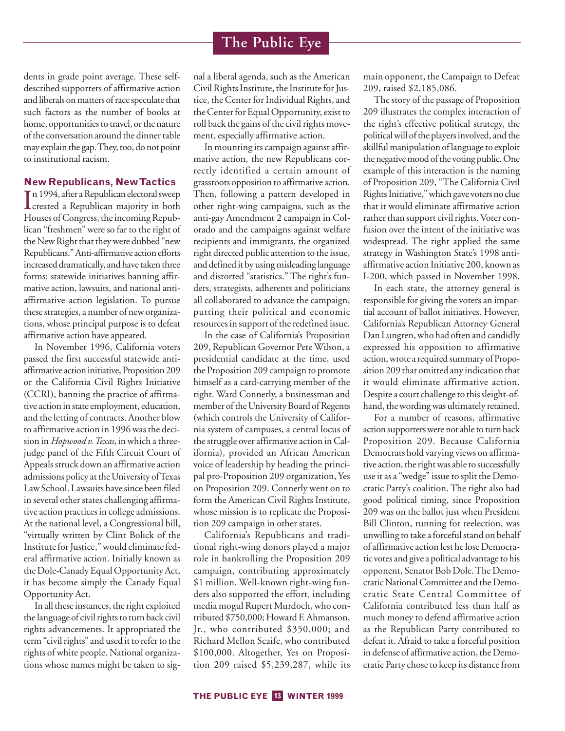dents in grade point average. These self-described supporters of affirmative action and liberals on matters of race speculate that such factors as the number of books at home, opportunities to travel, or the nature of the conversation around the dinner table may explain the gap. They, too, do not point to institutional racism.

## New Republicans, New Tactics

In 1994, after a Republican electoral sweep created a Republican majority in both Houses of Congress, the incoming Republican "freshmen" were so far to the right of the New Right that they were dubbed "new Republicans." Anti-affirmative action efforts increased dramatically, and have taken three forms: statewide initiatives banning affirmative action, lawsuits, and national anti-affirmative action legislation. To pursue these strategies, a number of new organizations, whose principal purpose is to defeat affirmative action have appeared.

In November 1996, California voters passed the first successful statewide anti-affirmative action initiative, Proposition 209 or the California Civil Rights Initiative (CCRI), banning the practice of affirmative action in state employment, education, and the letting of contracts. Another blow to affirmative action in 1996 was the decision in *Hopwood v. Texas,* in which a three-judge panel of the Fifth Circuit Court of Appeals struck down an affirmative action admissions policy at the University of Texas Law School. Lawsuits have since been filed in several other states challenging affirmative action practices in college admissions. At the national level, a Congressional bill, "virtually written by Clint Bolick of the Institute for Justice," would eliminate federal affirmative action. Initially known as the Dole-Canady Equal Opportunity Act, it has become simply the Canady Equal Opportunity Act.

In all these instances, the right exploited the language of civil rights to turn back civil rights advancements. It appropriated the term "civil rights" and used it to refer to the rights of white people. National organizations whose names might be taken to signal a liberal agenda, such as the American Civil Rights Institute, the Institute for Justice, the Center for Individual Rights, and the Center for Equal Opportunity, exist to roll back the gains of the civil rights movement, especially affirmative action.

In mounting its campaign against affirmative action, the new Republicans correctly identified a certain amount of grassroots opposition to affirmative action. Then, following a pattern developed in other right-wing campaigns, such as the anti-gay Amendment 2 campaign in Colorado and the campaigns against welfare recipients and immigrants, the organized right directed public attention to the issue, and defined it by using misleading language and distorted "statistics." The right's funders, strategists, adherents and politicians all collaborated to advance the campaign, putting their political and economic resources in support of the redefined issue.

In the case of California's Proposition 209, Republican Governor Pete Wilson, a presidential candidate at the time, used the Proposition 209 campaign to promote himself as a card-carrying member of the right. Ward Connerly, a businessman and member of the University Board of Regents (which controls the University of California system of campuses, a central locus of the struggle over affirmative action in California), provided an African American voice of leadership by heading the principal pro-Proposition 209 organization, Yes on Proposition 209. Connerly went on to form the American Civil Rights Institute, whose mission is to replicate the Proposition 209 campaign in other states.

California's Republicans and traditional right-wing donors played a major role in bankrolling the Proposition 209 campaign, contributing approximately $1 million. Well-known right-wing funders also supported the effort, including media mogul Rupert Murdoch, who contributed $750,000; Howard F. Ahmanson, Jr., who contributed $350,000; and Richard Mellon Scaife, who contributed $100,000. Altogether, Yes on Proposition 209 raised $5,239,287, while its main opponent, the Campaign to Defeat 209, raised $2,185,086.

The story of the passage of Proposition 209 illustrates the complex interaction of the right's effective political strategy, the political will of the players involved, and the skillful manipulation of language to exploit the negative mood of the voting public. One example of this interaction is the naming of Proposition 209, "The California Civil Rights Initiative," which gave voters no clue that it would eliminate affirmative action rather than support civil rights. Voter confusion over the intent of the initiative was widespread. The right applied the same strategy in Washington State's 1998 anti-affirmative action Initiative 200, known as I-200, which passed in November 1998.

In each state, the attorney general is responsible for giving the voters an impartial account of ballot initiatives. However, California's Republican Attorney General Dan Lungren, who had often and candidly expressed his opposition to affirmative action, wrote a required summary of Proposition 209 that omitted any indication that it would eliminate affirmative action. Despite a court challenge to this sleight-of-hand, the wording was ultimately retained.

For a number of reasons, affirmative action supporters were not able to turn back Proposition 209. Because California Democrats hold varying views on affirmative action, the right was able to successfully use it as a "wedge" issue to split the Democratic Party's coalition. The right also had good political timing, since Proposition 209 was on the ballot just when President Bill Clinton, running for reelection, was unwilling to take a forceful stand on behalf of affirmative action lest he lose Democratic votes and give a political advantage to his opponent, Senator Bob Dole. The Democratic National Committee and the Democratic State Central Committee of California contributed less than half as much money to defend affirmative action as the Republican Party contributed to defeat it. Afraid to take a forceful position in defense of affirmative action, the Democratic Party chose to keep its distance from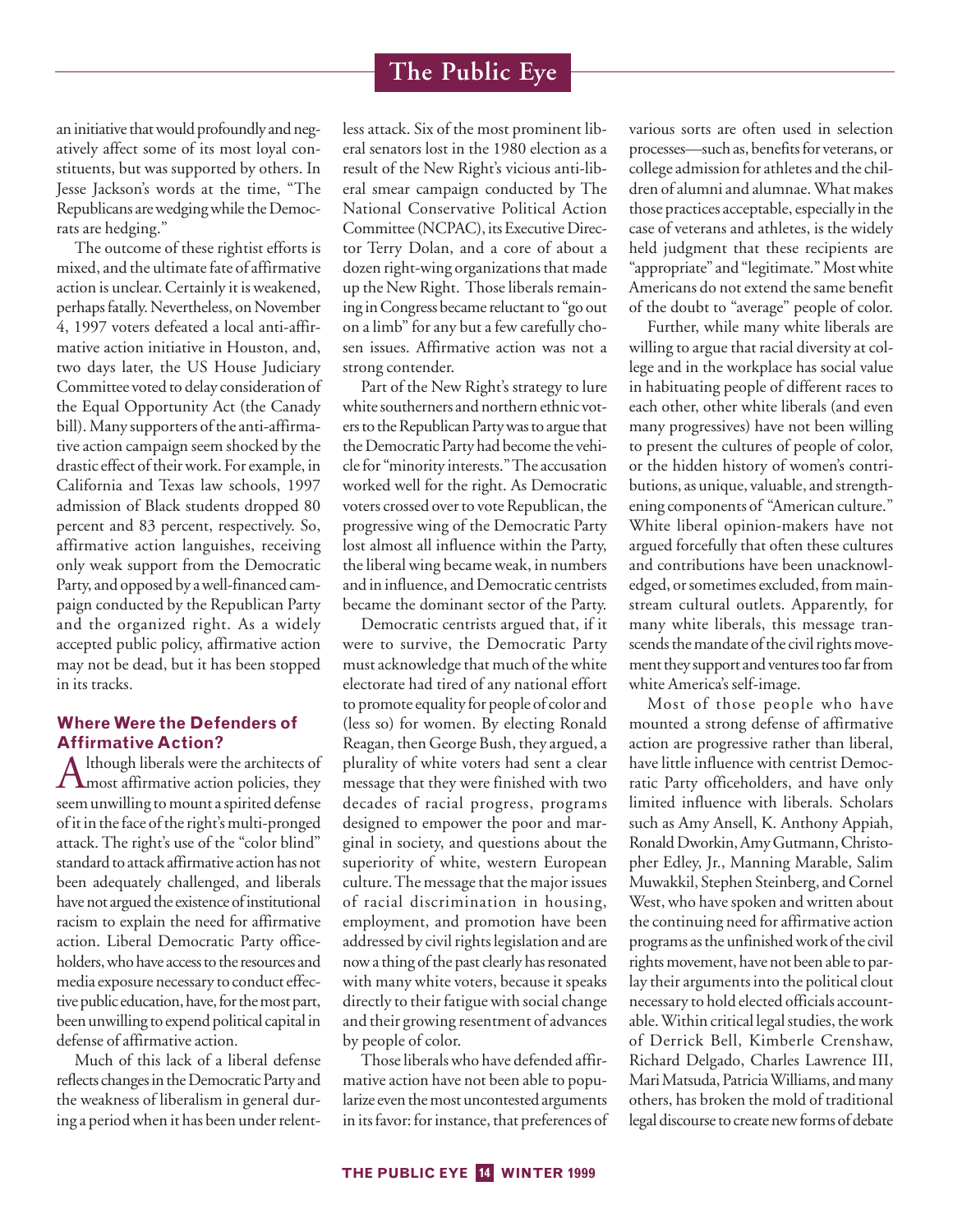an initiative that would profoundly and negatively affect some of its most loyal constituents, but was supported by others. In Jesse Jackson's words at the time, "The Republicans are wedging while the Democrats are hedging."

The outcome of these rightist efforts is mixed, and the ultimate fate of affirmative action is unclear. Certainly it is weakened, perhaps fatally. Nevertheless, on November 4, 1997 voters defeated a local anti-affirmative action initiative in Houston, and, two days later, the US House Judiciary Committee voted to delay consideration of the Equal Opportunity Act (the Canady bill). Many supporters of the anti-affirmative action campaign seem shocked by the drastic effect of their work. For example, in California and Texas law schools, 1997 admission of Black students dropped 80 percent and 83 percent, respectively. So, affirmative action languishes, receiving only weak support from the Democratic Party, and opposed by a well-financed campaign conducted by the Republican Party and the organized right. As a widely accepted public policy, affirmative action may not be dead, but it has been stopped in its tracks.

## Where Were the Defenders of Affirmative Action?

Although liberals were the architects of most affirmative action policies, they seem unwilling to mount a spirited defense of it in the face of the right's multi-pronged attack. The right's use of the "color blind" standard to attack affirmative action has not been adequately challenged, and liberals have not argued the existence of institutional racism to explain the need for affirmative action. Liberal Democratic Party officeholders, who have access to the resources and media exposure necessary to conduct effective public education, have, for the most part, been unwilling to expend political capital in defense of affirmative action.

Much of this lack of a liberal defense reflects changes in the Democratic Party and the weakness of liberalism in general during a period when it has been under relentless attack. Six of the most prominent liberal senators lost in the 1980 election as a result of the New Right's vicious anti-liberal smear campaign conducted by The National Conservative Political Action Committee (NCPAC), its Executive Director Terry Dolan, and a core of about a dozen right-wing organizations that made up the New Right. Those liberals remaining in Congress became reluctant to "go out on a limb" for any but a few carefully chosen issues. Affirmative action was not a strong contender.

Part of the New Right's strategy to lure white southerners and northern ethnic voters to the Republican Party was to argue that the Democratic Party had become the vehicle for "minority interests." The accusation worked well for the right. As Democratic voters crossed over to vote Republican, the progressive wing of the Democratic Party lost almost all influence within the Party, the liberal wing became weak, in numbers and in influence, and Democratic centrists became the dominant sector of the Party.

Democratic centrists argued that, if it were to survive, the Democratic Party must acknowledge that much of the white electorate had tired of any national effort to promote equality for people of color and (less so) for women. By electing Ronald Reagan, then George Bush, they argued, a plurality of white voters had sent a clear message that they were finished with two decades of racial progress, programs designed to empower the poor and marginal in society, and questions about the superiority of white, western European culture. The message that the major issues of racial discrimination in housing, employment, and promotion have been addressed by civil rights legislation and are now a thing of the past clearly has resonated with many white voters, because it speaks directly to their fatigue with social change and their growing resentment of advances by people of color.

Those liberals who have defended affirmative action have not been able to popularize even the most uncontested arguments in its favor: for instance, that preferences of various sorts are often used in selection processes—such as, benefits for veterans, or college admission for athletes and the children of alumni and alumnae. What makes those practices acceptable, especially in the case of veterans and athletes, is the widely held judgment that these recipients are "appropriate" and "legitimate." Most white Americans do not extend the same benefit of the doubt to "average" people of color.

Further, while many white liberals are willing to argue that racial diversity at college and in the workplace has social value in habituating people of different races to each other, other white liberals (and even many progressives) have not been willing to present the cultures of people of color, or the hidden history of women's contributions, as unique, valuable, and strengthening components of "American culture." White liberal opinion-makers have not argued forcefully that often these cultures and contributions have been unacknowledged, or sometimes excluded, from mainstream cultural outlets. Apparently, for many white liberals, this message transcends the mandate of the civil rights movement they support and ventures too far from white America's self-image.

Most of those people who have mounted a strong defense of affirmative action are progressive rather than liberal, have little influence with centrist Democratic Party officeholders, and have only limited influence with liberals. Scholars such as Amy Ansell, K. Anthony Appiah, Ronald Dworkin, Amy Gutmann, Christopher Edley, Jr., Manning Marable, Salim Muwakkil, Stephen Steinberg, and Cornel West, who have spoken and written about the continuing need for affirmative action programs as the unfinished work of the civil rights movement, have not been able to parlay their arguments into the political clout necessary to hold elected officials accountable. Within critical legal studies, the work of Derrick Bell, Kimberle Crenshaw, Richard Delgado, Charles Lawrence III, Mari Matsuda, Patricia Williams, and many others, has broken the mold of traditional legal discourse to create new forms of debate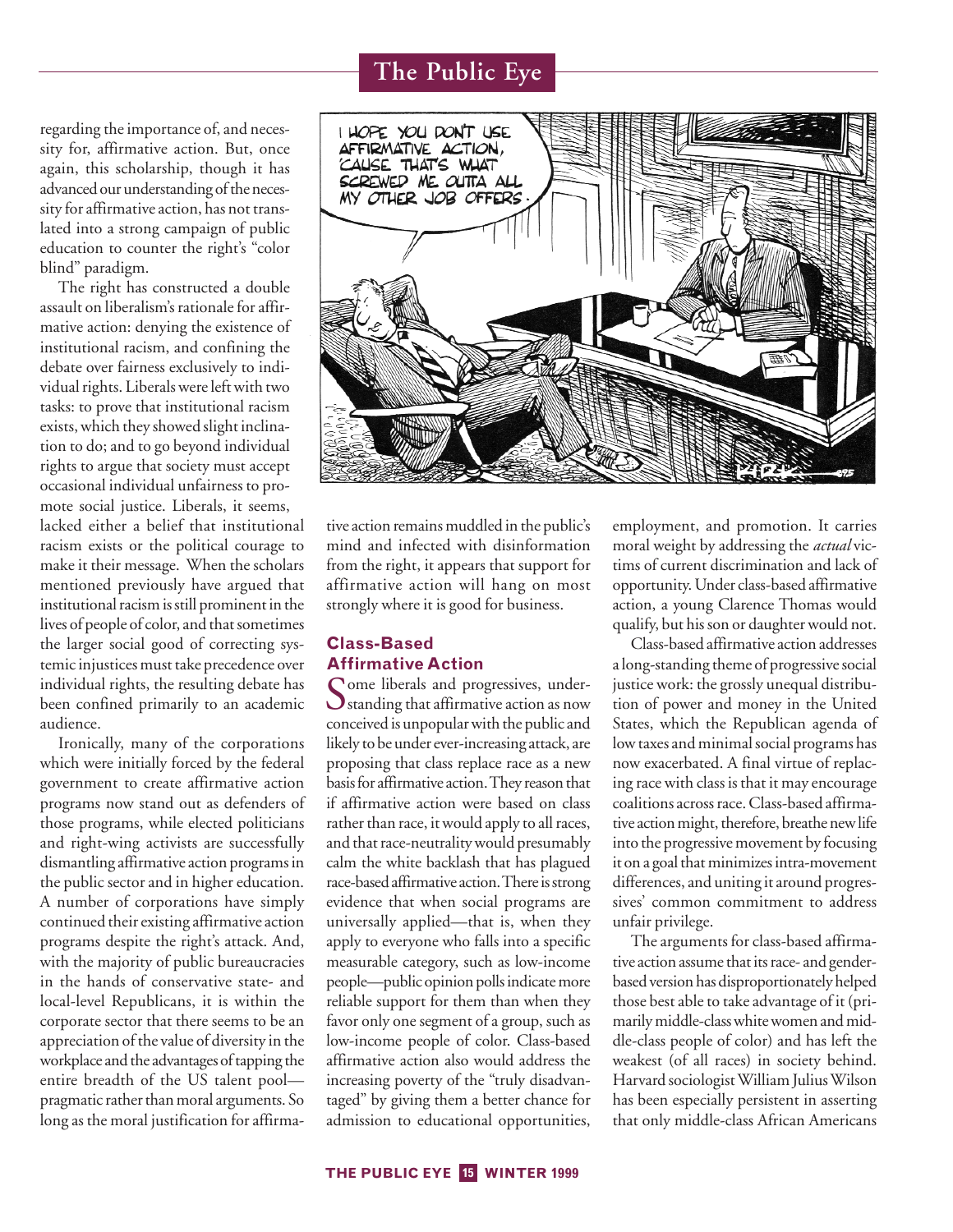regarding the importance of, and necessity for, affirmative action. But, once again, this scholarship, though it has advanced our understanding of the necessity for affirmative action, has not translated into a strong campaign of public education to counter the right's "color blind" paradigm.

The right has constructed a double assault on liberalism's rationale for affirmative action: denying the existence of institutional racism, and confining the debate over fairness exclusively to individual rights. Liberals were left with two tasks: to prove that institutional racism exists, which they showed slight inclination to do; and to go beyond individual rights to argue that society must accept occasional individual unfairness to promote social justice. Liberals, it seems, lacked either a belief that institutional racism exists or the political courage to make it their message. When the scholars mentioned previously have argued that institutional racism is still prominent in the lives of people of color, and that sometimes the larger social good of correcting systemic injustices must take precedence over individual rights, the resulting debate has been confined primarily to an academic audience.

Ironically, many of the corporations which were initially forced by the federal government to create affirmative action programs now stand out as defenders of those programs, while elected politicians and right-wing activists are successfully dismantling affirmative action programs in the public sector and in higher education. A number of corporations have simply continued their existing affirmative action programs despite the right's attack. And, with the majority of public bureaucracies in the hands of conservative state- and local-level Republicans, it is within the corporate sector that there seems to be an appreciation of the value of diversity in the workplace and the advantages of tapping the entire breadth of the US talent pool—pragmatic rather than moral arguments. So long as the moral justification for affirmative action remains muddled in the public's mind and infected with disinformation from the right, it appears that support for affirmative action will hang on most strongly where it is good for business.

## Class-Based Affirmative Action

Some liberals and progressives, understanding that affirmative action as now conceived is unpopular with the public and likely to be under ever-increasing attack, are proposing that class replace race as a new basis for affirmative action. They reason that if affirmative action were based on class rather than race, it would apply to all races, and that race-neutrality would presumably calm the white backlash that has plagued race-based affirmative action. There is strong evidence that when social programs are universally applied—that is, when they apply to everyone who falls into a specific measurable category, such as low-income people—public opinion polls indicate more reliable support for them than when they favor only one segment of a group, such as low-income people of color. Class-based affirmative action also would address the increasing poverty of the "truly disadvantaged" by giving them a better chance for admission to educational opportunities, employment, and promotion. It carries moral weight by addressing the *actual* victims of current discrimination and lack of opportunity. Under class-based affirmative action, a young Clarence Thomas would qualify, but his son or daughter would not.

Class-based affirmative action addresses a long-standing theme of progressive social justice work: the grossly unequal distribution of power and money in the United States, which the Republican agenda of low taxes and minimal social programs has now exacerbated. A final virtue of replacing race with class is that it may encourage coalitions across race. Class-based affirmative action might, therefore, breathe new life into the progressive movement by focusing it on a goal that minimizes intra-movement differences, and uniting it around progressives' common commitment to address unfair privilege.

The arguments for class-based affirmative action assume that its race- and gender-based version has disproportionately helped those best able to take advantage of it (primarily middle-class white women and middle-class people of color) and has left the weakest (of all races) in society behind. Harvard sociologist William Julius Wilson has been especially persistent in asserting that only middle-class African Americans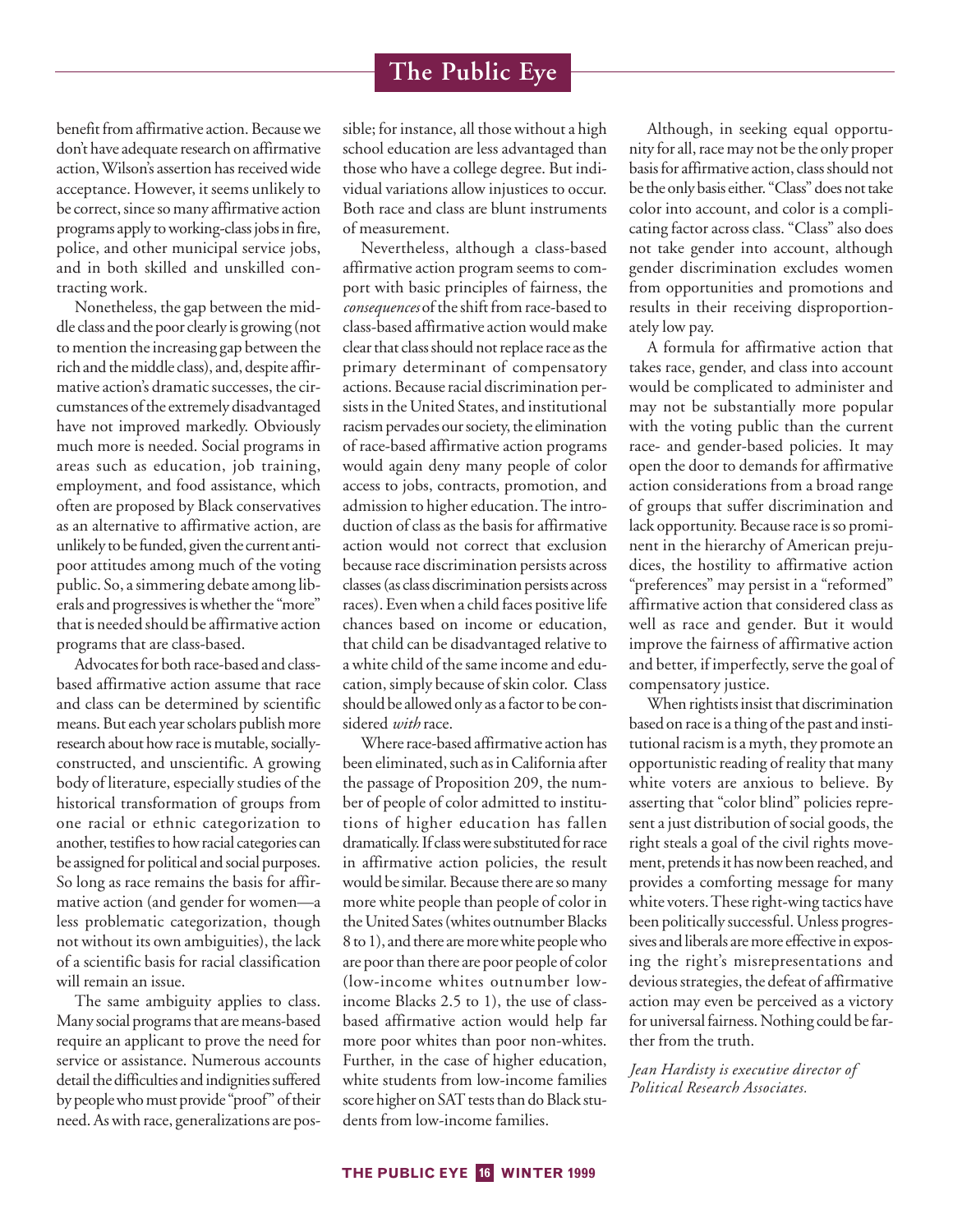benefit from affirmative action. Because we don't have adequate research on affirmative action, Wilson's assertion has received wide acceptance. However, it seems unlikely to be correct, since so many affirmative action programs apply to working-class jobs in fire, police, and other municipal service jobs, and in both skilled and unskilled contracting work.

Nonetheless, the gap between the middle class and the poor clearly is growing (not to mention the increasing gap between the rich and the middle class), and, despite affirmative action's dramatic successes, the circumstances of the extremely disadvantaged have not improved markedly. Obviously much more is needed. Social programs in areas such as education, job training, employment, and food assistance, which often are proposed by Black conservatives as an alternative to affirmative action, are unlikely to be funded, given the current anti-poor attitudes among much of the voting public. So, a simmering debate among liberals and progressives is whether the "more" that is needed should be affirmative action programs that are class-based.

Advocates for both race-based and class-based affirmative action assume that race and class can be determined by scientific means. But each year scholars publish more research about how race is mutable, socially-constructed, and unscientific. A growing body of literature, especially studies of the historical transformation of groups from one racial or ethnic categorization to another, testifies to how racial categories can be assigned for political and social purposes. So long as race remains the basis for affirmative action (and gender for women—a less problematic categorization, though not without its own ambiguities), the lack of a scientific basis for racial classification will remain an issue.

The same ambiguity applies to class. Many social programs that are means-based require an applicant to prove the need for service or assistance. Numerous accounts detail the difficulties and indignities suffered by people who must provide "proof" of their need. As with race, generalizations are possible; for instance, all those without a high school education are less advantaged than those who have a college degree. But individual variations allow injustices to occur. Both race and class are blunt instruments of measurement.

Nevertheless, although a class-based affirmative action program seems to comport with basic principles of fairness, the *consequences* of the shift from race-based to class-based affirmative action would make clear that class should not replace race as the primary determinant of compensatory actions. Because racial discrimination persists in the United States, and institutional racism pervades our society, the elimination of race-based affirmative action programs would again deny many people of color access to jobs, contracts, promotion, and admission to higher education. The introduction of class as the basis for affirmative action would not correct that exclusion because race discrimination persists across classes (as class discrimination persists across races). Even when a child faces positive life chances based on income or education, that child can be disadvantaged relative to a white child of the same income and education, simply because of skin color. Class should be allowed only as a factor to be considered *with* race.

Where race-based affirmative action has been eliminated, such as in California after the passage of Proposition 209, the number of people of color admitted to institutions of higher education has fallen dramatically. If class were substituted for race in affirmative action policies, the result would be similar. Because there are so many more white people than people of color in the United Sates (whites outnumber Blacks 8 to 1), and there are more white people who are poor than there are poor people of color (low-income whites outnumber low-income Blacks 2.5 to 1), the use of class-based affirmative action would help far more poor whites than poor non-whites. Further, in the case of higher education, white students from low-income families score higher on SAT tests than do Black students from low-income families.

Although, in seeking equal opportunity for all, race may not be the only proper basis for affirmative action, class should not be the only basis either. "Class" does not take color into account, and color is a complicating factor across class. "Class" also does not take gender into account, although gender discrimination excludes women from opportunities and promotions and results in their receiving disproportionately low pay.

A formula for affirmative action that takes race, gender, and class into account would be complicated to administer and may not be substantially more popular with the voting public than the current race- and gender-based policies. It may open the door to demands for affirmative action considerations from a broad range of groups that suffer discrimination and lack opportunity. Because race is so prominent in the hierarchy of American prejudices, the hostility to affirmative action "preferences" may persist in a "reformed" affirmative action that considered class as well as race and gender. But it would improve the fairness of affirmative action and better, if imperfectly, serve the goal of compensatory justice.

When rightists insist that discrimination based on race is a thing of the past and institutional racism is a myth, they promote an opportunistic reading of reality that many white voters are anxious to believe. By asserting that "color blind" policies represent a just distribution of social goods, the right steals a goal of the civil rights movement, pretends it has now been reached, and provides a comforting message for many white voters. These right-wing tactics have been politically successful. Unless progressives and liberals are more effective in exposing the right's misrepresentations and devious strategies, the defeat of affirmative action may even be perceived as a victory for universal fairness. Nothing could be farther from the truth.

*Jean Hardisty is executive director of Political Research Associates.*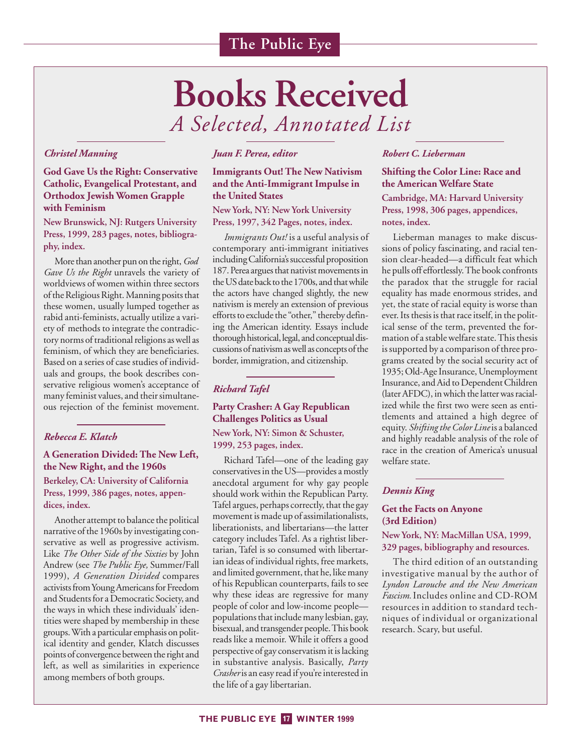# Books Received

## *A Selected, Annotated List*

***Christel Manning***

**God Gave Us the Right: Conservative Catholic, Evangelical Protestant, and Orthodox Jewish Women Grapple with Feminism**

**New Brunswick, NJ: Rutgers University Press, 1999, 283 pages, notes, bibliography, index.**

More than another pun on the right, *God Gave Us the Right* unravels the variety of worldviews of women within three sectors of the Religious Right. Manning posits that these women, usually lumped together as rabid anti-feminists, actually utilize a variety of methods to integrate the contradictory norms of traditional religions as well as feminism, of which they are beneficiaries. Based on a series of case studies of individuals and groups, the book describes conservative religious women's acceptance of many feminist values, and their simultaneous rejection of the feminist movement.

***Rebecca E. Klatch***

**A Generation Divided: The New Left, the New Right, and the 1960s**

**Berkeley, CA: University of California Press, 1999, 386 pages, notes, appendices, index.**

Another attempt to balance the political narrative of the 1960s by investigating conservative as well as progressive activism. Like *The Other Side of the Sixties* by John Andrew (see *The Public Eye,* Summer/Fall 1999), *A Generation Divided* compares activists from Young Americans for Freedom and Students for a Democratic Society, and the ways in which these individuals' identities were shaped by membership in these groups. With a particular emphasis on political identity and gender, Klatch discusses points of convergence between the right and left, as well as similarities in experience among members of both groups.

***Juan F. Perea, editor***

**Immigrants Out! The New Nativism and the Anti-Immigrant Impulse in the United States**

**New York, NY: New York University Press, 1997, 342 Pages, notes, index.**

*Immigrants Out!* is a useful analysis of contemporary anti-immigrant initiatives including California's successful proposition 187. Perea argues that nativist movements in the US date back to the 1700s, and that while the actors have changed slightly, the new nativism is merely an extension of previous efforts to exclude the "other," thereby defining the American identity. Essays include thorough historical, legal, and conceptual discussions of nativism as well as concepts of the border, immigration, and citizenship.

***Richard Tafel***

**Party Crasher: A Gay Republican Challenges Politics as Usual**

**New York, NY: Simon & Schuster, 1999, 253 pages, index.**

Richard Tafel—one of the leading gay conservatives in the US—provides a mostly anecdotal argument for why gay people should work within the Republican Party. Tafel argues, perhaps correctly, that the gay movement is made up of assimilationalists, liberationists, and libertarians—the latter category includes Tafel. As a rightist libertarian, Tafel is so consumed with libertarian ideas of individual rights, free markets, and limited government, that he, like many of his Republican counterparts, fails to see why these ideas are regressive for many people of color and low-income people—populations that include many lesbian, gay, bisexual, and transgender people. This book reads like a memoir. While it offers a good perspective of gay conservatism it is lacking in substantive analysis. Basically, *Party Crasher* is an easy read if you're interested in the life of a gay libertarian.

***Robert C. Lieberman***

**Shifting the Color Line: Race and the American Welfare State**

**Cambridge, MA: Harvard University Press, 1998, 306 pages, appendices, notes, index.**

Lieberman manages to make discussions of policy fascinating, and racial tension clear-headed—a difficult feat which he pulls off effortlessly. The book confronts the paradox that the struggle for racial equality has made enormous strides, and yet, the state of racial equity is worse than ever. Its thesis is that race itself, in the political sense of the term, prevented the formation of a stable welfare state. This thesis is supported by a comparison of three programs created by the social security act of 1935; Old-Age Insurance, Unemployment Insurance, and Aid to Dependent Children (later AFDC), in which the latter was racialized while the first two were seen as entitlements and attained a high degree of equity. *Shifting the Color Line* is a balanced and highly readable analysis of the role of race in the creation of America's unusual welfare state.

***Dennis King***

**Get the Facts on Anyone (3rd Edition)**

**New York, NY: MacMillan USA, 1999, 329 pages, bibliography and resources.**

The third edition of an outstanding investigative manual by the author of *Lyndon Larouche and the New American Fascism.* Includes online and CD-ROM resources in addition to standard techniques of individual or organizational research. Scary, but useful.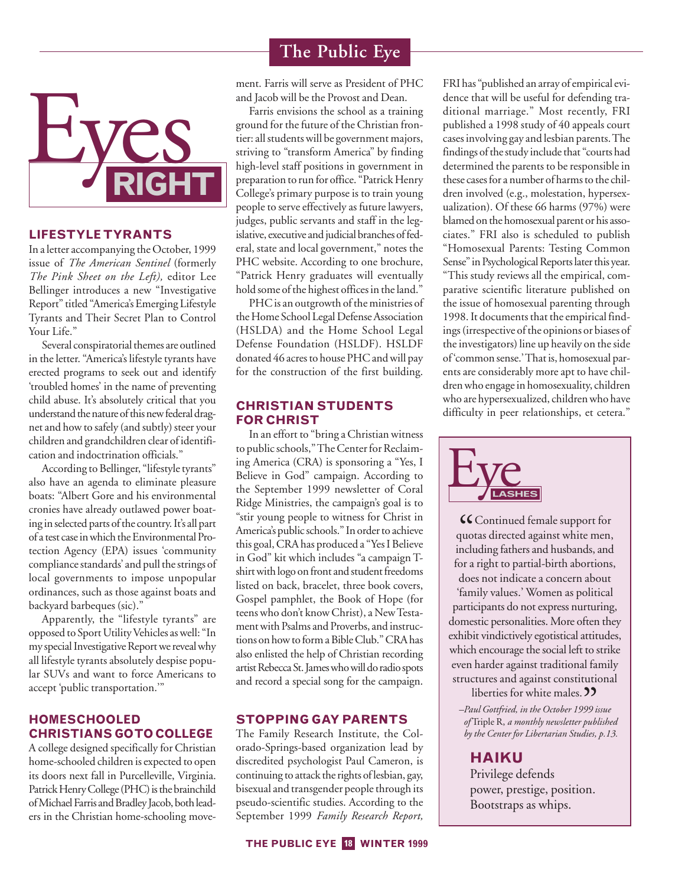# Eyes RIGHT

## LIFESTYLE TYRANTS

In a letter accompanying the October, 1999 issue of *The American Sentinel* (formerly *The Pink Sheet on the Left),* editor Lee Bellinger introduces a new "Investigative Report" titled "America's Emerging Lifestyle Tyrants and Their Secret Plan to Control Your Life."

Several conspiratorial themes are outlined in the letter. "America's lifestyle tyrants have erected programs to seek out and identify 'troubled homes' in the name of preventing child abuse. It's absolutely critical that you understand the nature of this new federal dragnet and how to safely (and subtly) steer your children and grandchildren clear of identification and indoctrination officials."

According to Bellinger, "lifestyle tyrants" also have an agenda to eliminate pleasure boats: "Albert Gore and his environmental cronies have already outlawed power boating in selected parts of the country. It's all part of a test case in which the Environmental Protection Agency (EPA) issues 'community compliance standards' and pull the strings of local governments to impose unpopular ordinances, such as those against boats and backyard barbeques (sic)."

Apparently, the "lifestyle tyrants" are opposed to Sport Utility Vehicles as well: "In my special Investigative Report we reveal why all lifestyle tyrants absolutely despise popular SUVs and want to force Americans to accept 'public transportation.'"

## HOMESCHOOLED CHRISTIANS GO TO COLLEGE

A college designed specifically for Christian home-schooled children is expected to open its doors next fall in Purcelleville, Virginia. Patrick Henry College (PHC) is the brainchild of Michael Farris and Bradley Jacob, both leaders in the Christian home-schooling movement. Farris will serve as President of PHC and Jacob will be the Provost and Dean.

Farris envisions the school as a training ground for the future of the Christian frontier: all students will be government majors, striving to "transform America" by finding high-level staff positions in government in preparation to run for office. "Patrick Henry College's primary purpose is to train young people to serve effectively as future lawyers, judges, public servants and staff in the legislative, executive and judicial branches of federal, state and local government," notes the PHC website. According to one brochure, "Patrick Henry graduates will eventually hold some of the highest offices in the land."

PHC is an outgrowth of the ministries of the Home School Legal Defense Association (HSLDA) and the Home School Legal Defense Foundation (HSLDF). HSLDF donated 46 acres to house PHC and will pay for the construction of the first building.

## CHRISTIAN STUDENTS FOR CHRIST

In an effort to "bring a Christian witness to public schools," The Center for Reclaiming America (CRA) is sponsoring a "Yes, I Believe in God" campaign. According to the September 1999 newsletter of Coral Ridge Ministries, the campaign's goal is to "stir young people to witness for Christ in America's public schools." In order to achieve this goal, CRA has produced a "Yes I Believe in God" kit which includes "a campaign T-shirt with logo on front and student freedoms listed on back, bracelet, three book covers, Gospel pamphlet, the Book of Hope (for teens who don't know Christ), a New Testament with Psalms and Proverbs, and instructions on how to form a Bible Club." CRA has also enlisted the help of Christian recording artist Rebecca St. James who will do radio spots and record a special song for the campaign.

## STOPPING GAY PARENTS

The Family Research Institute, the Colorado-Springs-based organization lead by discredited psychologist Paul Cameron, is continuing to attack the rights of lesbian, gay, bisexual and transgender people through its pseudo-scientific studies. According to the September 1999 *Family Research Report,* FRI has "published an array of empirical evidence that will be useful for defending traditional marriage." Most recently, FRI published a 1998 study of 40 appeals court cases involving gay and lesbian parents. The findings of the study include that "courts had determined the parents to be responsible in these cases for a number of harms to the children involved (e.g., molestation, hypersexualization). Of these 66 harms (97%) were blamed on the homosexual parent or his associates." FRI also is scheduled to publish "Homosexual Parents: Testing Common Sense" in Psychological Reports later this year. "This study reviews all the empirical, comparative scientific literature published on the issue of homosexual parenting through 1998. It documents that the empirical findings (irrespective of the opinions or biases of the investigators) line up heavily on the side of 'common sense.' That is, homosexual parents are considerably more apt to have children who engage in homosexuality, children who are hypersexualized, children who have difficulty in peer relationships, et cetera."

## Eye LASHES

"Continued female support for quotas directed against white men, including fathers and husbands, and for a right to partial-birth abortions, does not indicate a concern about 'family values.' Women as political participants do not express nurturing, domestic personalities. More often they exhibit vindictively egotistical attitudes, which encourage the social left to strike even harder against traditional family structures and against constitutional liberties for white males."

*–Paul Gottfried, in the October 1999 issue of* Triple R, *a monthly newsletter published by the Center for Libertarian Studies, p.13.*

## HAIKU

Privilege defends  
power, prestige, position.  
Bootstraps as whips.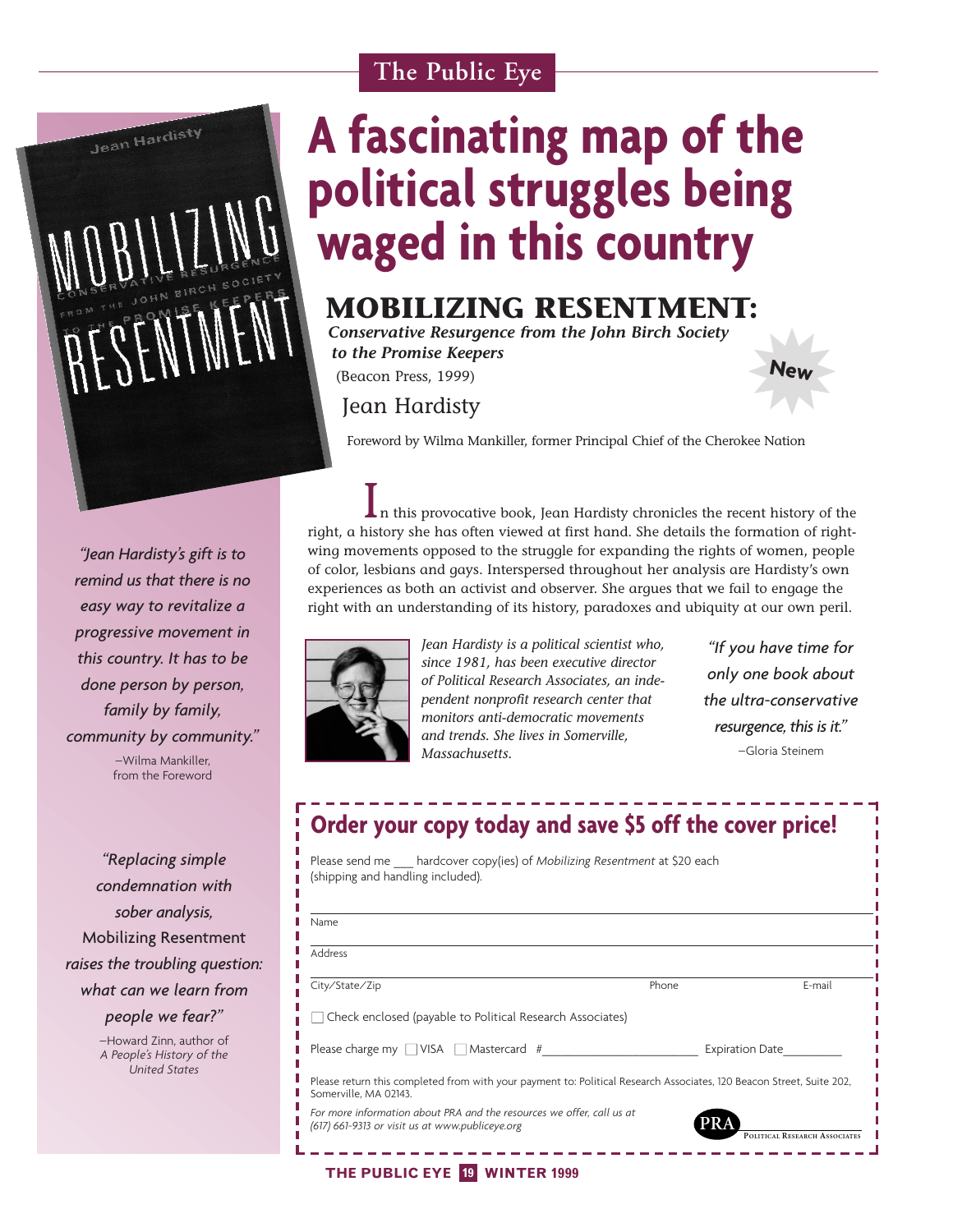# A fascinating map of the political struggles being waged in this country

## MOBILIZING RESENTMENT:

***Conservative Resurgence from the John Birch Society to the Promise Keepers***

(Beacon Press, 1999)

**New**

Jean Hardisty

Foreword by Wilma Mankiller, former Principal Chief of the Cherokee Nation

In this provocative book, Jean Hardisty chronicles the recent history of the right, a history she has often viewed at first hand. She details the formation of right-wing movements opposed to the struggle for expanding the rights of women, people of color, lesbians and gays. Interspersed throughout her analysis are Hardisty's own experiences as both an activist and observer. She argues that we fail to engage the right with an understanding of its history, paradoxes and ubiquity at our own peril.

*Jean Hardisty is a political scientist who, since 1981, has been executive director of Political Research Associates, an independent nonprofit research center that monitors anti-democratic movements and trends. She lives in Somerville, Massachusetts.*

*"If you have time for only one book about the ultra-conservative resurgence, this is it."*
—Gloria Steinem

*"Jean Hardisty's gift is to remind us that there is no easy way to revitalize a progressive movement in this country. It has to be done person by person, family by family, community by community."*
—Wilma Mankiller, from the Foreword

*"Replacing simple condemnation with sober analysis,* Mobilizing Resentment *raises the troubling question: what can we learn from people we fear?"*
—Howard Zinn, author of *A People's History of the United States*

## Order your copy today and save $5 off the cover price!

Please send me ___ hardcover copy(ies) of *Mobilizing Resentment* at $20 each (shipping and handling included).

Name ______________________________

Address ______________________________

City/State/Zip ______________ Phone ______________ E-mail ______________

☐ Check enclosed (payable to Political Research Associates)

Please charge my ☐ VISA ☐ Mastercard # ______________________ Expiration Date ________

Please return this completed from with your payment to: Political Research Associates, 120 Beacon Street, Suite 202, Somerville, MA 02143.

*For more information about PRA and the resources we offer, call us at (617) 661-9313 or visit us at www.publiceye.org*

PRA — Political Research Associates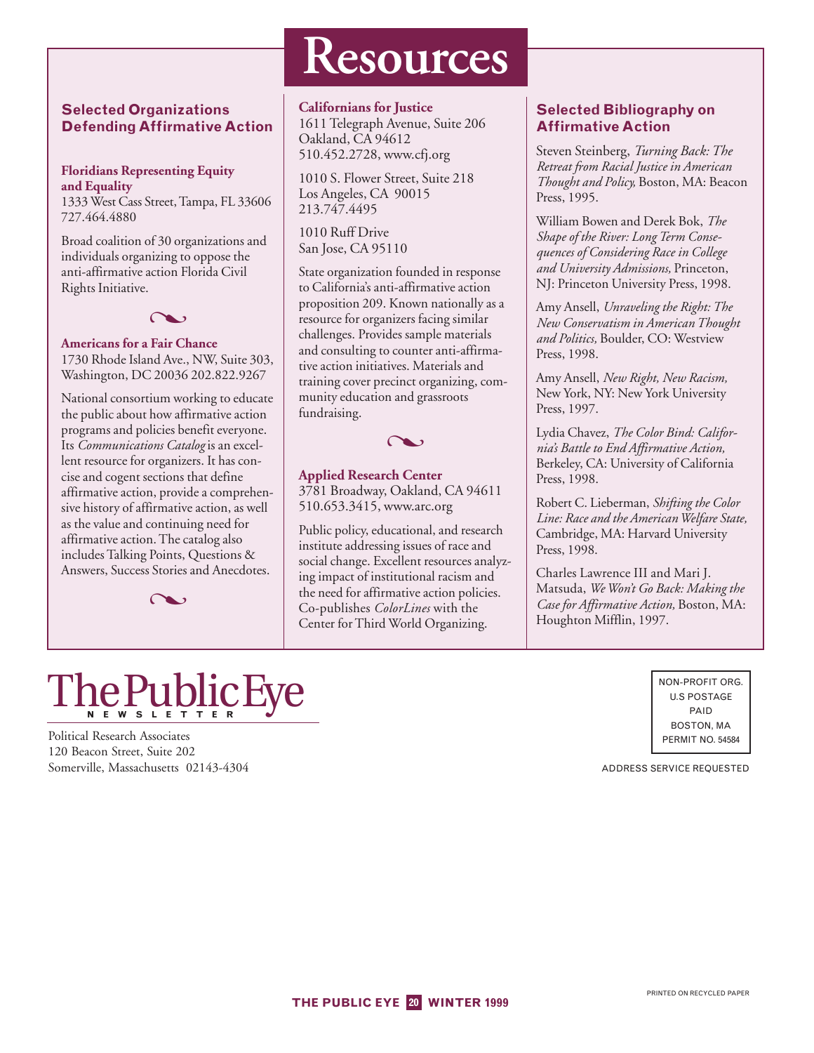# Resources

## Selected Organizations Defending Affirmative Action

**Floridians Representing Equity and Equality**
1333 West Cass Street, Tampa, FL 33606
727.464.4880

Broad coalition of 30 organizations and individuals organizing to oppose the anti-affirmative action Florida Civil Rights Initiative.

**Americans for a Fair Chance**
1730 Rhode Island Ave., NW, Suite 303, Washington, DC 20036 202.822.9267

National consortium working to educate the public about how affirmative action programs and policies benefit everyone. Its *Communications Catalog* is an excellent resource for organizers. It has concise and cogent sections that define affirmative action, provide a comprehensive history of affirmative action, as well as the value and continuing need for affirmative action. The catalog also includes Talking Points, Questions & Answers, Success Stories and Anecdotes.

**Californians for Justice**
1611 Telegraph Avenue, Suite 206
Oakland, CA 94612
510.452.2728, www.cfj.org

1010 S. Flower Street, Suite 218
Los Angeles, CA 90015
213.747.4495

1010 Ruff Drive
San Jose, CA 95110

State organization founded in response to California's anti-affirmative action proposition 209. Known nationally as a resource for organizers facing similar challenges. Provides sample materials and consulting to counter anti-affirmative action initiatives. Materials and training cover precinct organizing, community education and grassroots fundraising.

**Applied Research Center**
3781 Broadway, Oakland, CA 94611
510.653.3415, www.arc.org

Public policy, educational, and research institute addressing issues of race and social change. Excellent resources analyzing impact of institutional racism and the need for affirmative action policies. Co-publishes *ColorLines* with the Center for Third World Organizing.

## Selected Bibliography on Affirmative Action

Steven Steinberg, *Turning Back: The Retreat from Racial Justice in American Thought and Policy,* Boston, MA: Beacon Press, 1995.

William Bowen and Derek Bok, *The Shape of the River: Long Term Consequences of Considering Race in College and University Admissions,* Princeton, NJ: Princeton University Press, 1998.

Amy Ansell, *Unraveling the Right: The New Conservatism in American Thought and Politics,* Boulder, CO: Westview Press, 1998.

Amy Ansell, *New Right, New Racism,* New York, NY: New York University Press, 1997.

Lydia Chavez, *The Color Bind: California's Battle to End Affirmative Action,* Berkeley, CA: University of California Press, 1998.

Robert C. Lieberman, *Shifting the Color Line: Race and the American Welfare State,* Cambridge, MA: Harvard University Press, 1998.

Charles Lawrence III and Mari J. Matsuda, *We Won't Go Back: Making the Case for Affirmative Action,* Boston, MA: Houghton Mifflin, 1997.

---

The Public Eye NEWSLETTER

Political Research Associates
120 Beacon Street, Suite 202
Somerville, Massachusetts 02143-4304

NON-PROFIT ORG.
U.S POSTAGE
PAID
BOSTON, MA
PERMIT NO. 54584

ADDRESS SERVICE REQUESTED

PRINTED ON RECYCLED PAPER